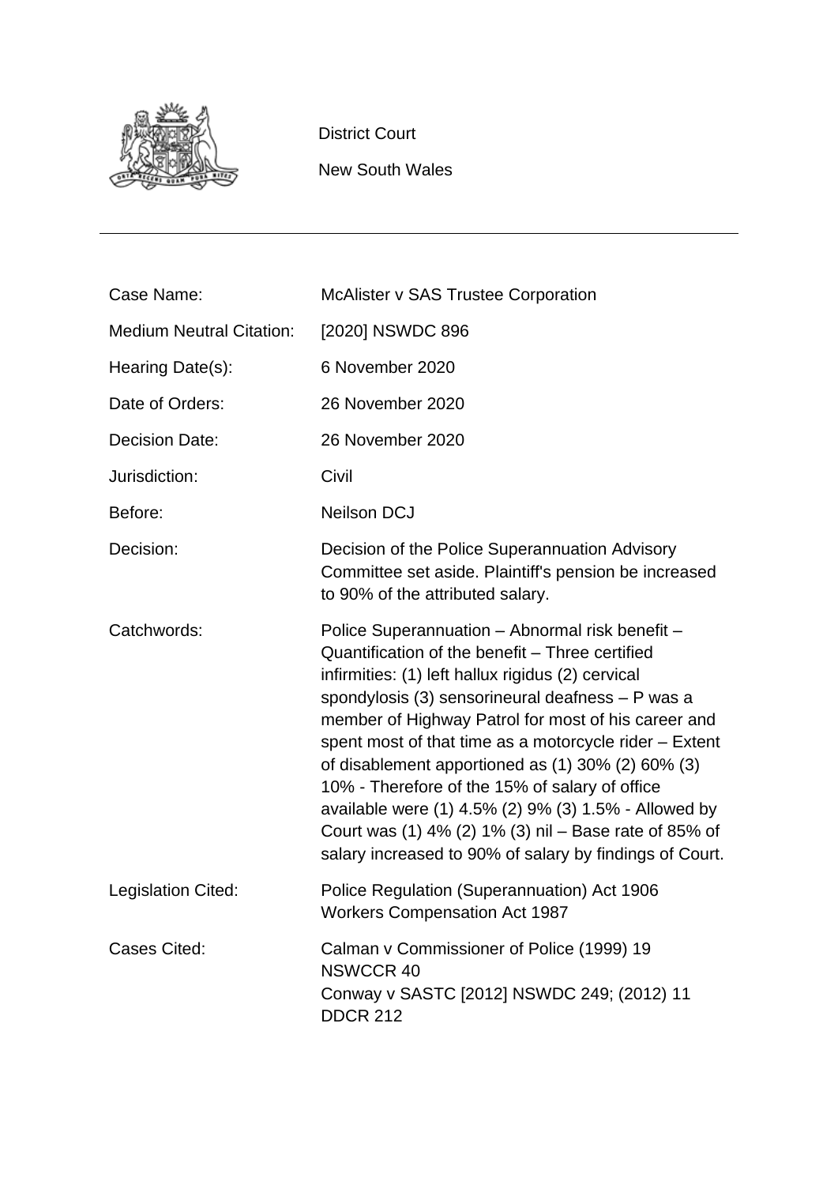District Court

New South Wales

---

| | |
|---|---|
| Case Name: | McAlister v SAS Trustee Corporation |
| Medium Neutral Citation: | [2020] NSWDC 896 |
| Hearing Date(s): | 6 November 2020 |
| Date of Orders: | 26 November 2020 |
| Decision Date: | 26 November 2020 |
| Jurisdiction: | Civil |
| Before: | Neilson DCJ |
| Decision: | Decision of the Police Superannuation Advisory Committee set aside. Plaintiff's pension be increased to 90% of the attributed salary. |
| Catchwords: | Police Superannuation – Abnormal risk benefit – Quantification of the benefit – Three certified infirmities: (1) left hallux rigidus (2) cervical spondylosis (3) sensorineural deafness – P was a member of Highway Patrol for most of his career and spent most of that time as a motorcycle rider – Extent of disablement apportioned as (1) 30% (2) 60% (3) 10% - Therefore of the 15% of salary of office available were (1) 4.5% (2) 9% (3) 1.5% - Allowed by Court was (1) 4% (2) 1% (3) nil – Base rate of 85% of salary increased to 90% of salary by findings of Court. |
| Legislation Cited: | Police Regulation (Superannuation) Act 1906<br>Workers Compensation Act 1987 |
| Cases Cited: | Calman v Commissioner of Police (1999) 19 NSWCCR 40<br>Conway v SASTC [2012] NSWDC 249; (2012) 11 DDCR 212 |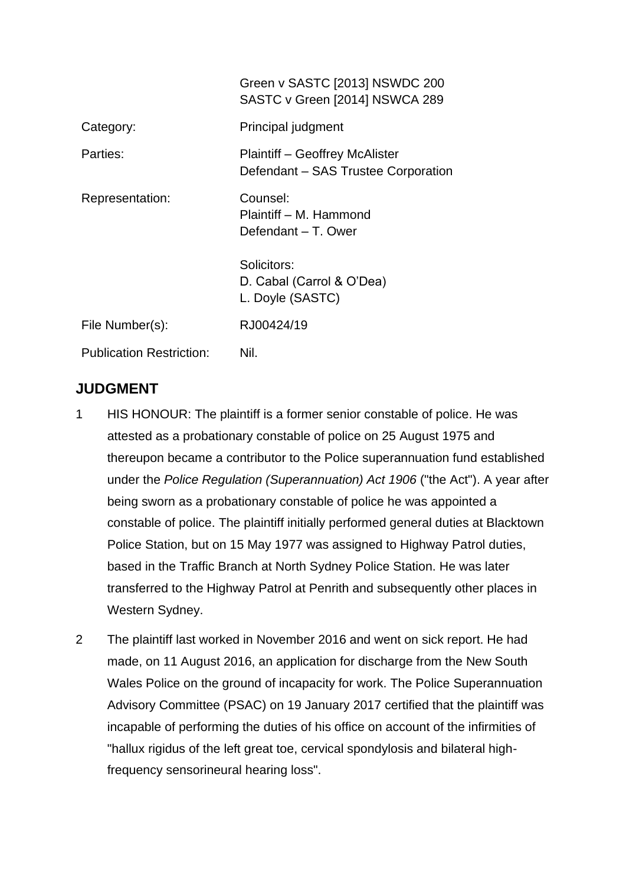| | |
|---|---|
| | Green v SASTC [2013] NSWDC 200<br>SASTC v Green [2014] NSWCA 289 |
| Category: | Principal judgment |
| Parties: | Plaintiff – Geoffrey McAlister<br>Defendant – SAS Trustee Corporation |
| Representation: | Counsel:<br>Plaintiff – M. Hammond<br>Defendant – T. Ower<br><br>Solicitors:<br>D. Cabal (Carrol & O'Dea)<br>L. Doyle (SASTC) |
| File Number(s): | RJ00424/19 |
| Publication Restriction: | Nil. |

## JUDGMENT

1 HIS HONOUR: The plaintiff is a former senior constable of police. He was attested as a probationary constable of police on 25 August 1975 and thereupon became a contributor to the Police superannuation fund established under the *Police Regulation (Superannuation) Act 1906* ("the Act"). A year after being sworn as a probationary constable of police he was appointed a constable of police. The plaintiff initially performed general duties at Blacktown Police Station, but on 15 May 1977 was assigned to Highway Patrol duties, based in the Traffic Branch at North Sydney Police Station. He was later transferred to the Highway Patrol at Penrith and subsequently other places in Western Sydney.

2 The plaintiff last worked in November 2016 and went on sick report. He had made, on 11 August 2016, an application for discharge from the New South Wales Police on the ground of incapacity for work. The Police Superannuation Advisory Committee (PSAC) on 19 January 2017 certified that the plaintiff was incapable of performing the duties of his office on account of the infirmities of "hallux rigidus of the left great toe, cervical spondylosis and bilateral high-frequency sensorineural hearing loss".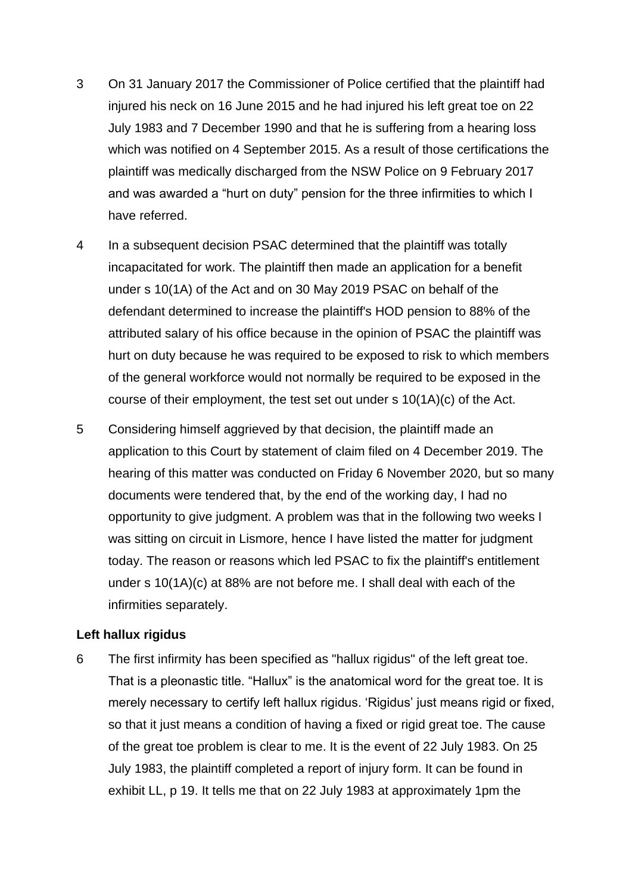3 On 31 January 2017 the Commissioner of Police certified that the plaintiff had injured his neck on 16 June 2015 and he had injured his left great toe on 22 July 1983 and 7 December 1990 and that he is suffering from a hearing loss which was notified on 4 September 2015. As a result of those certifications the plaintiff was medically discharged from the NSW Police on 9 February 2017 and was awarded a "hurt on duty" pension for the three infirmities to which I have referred.

4 In a subsequent decision PSAC determined that the plaintiff was totally incapacitated for work. The plaintiff then made an application for a benefit under s 10(1A) of the Act and on 30 May 2019 PSAC on behalf of the defendant determined to increase the plaintiff's HOD pension to 88% of the attributed salary of his office because in the opinion of PSAC the plaintiff was hurt on duty because he was required to be exposed to risk to which members of the general workforce would not normally be required to be exposed in the course of their employment, the test set out under s 10(1A)(c) of the Act.

5 Considering himself aggrieved by that decision, the plaintiff made an application to this Court by statement of claim filed on 4 December 2019. The hearing of this matter was conducted on Friday 6 November 2020, but so many documents were tendered that, by the end of the working day, I had no opportunity to give judgment. A problem was that in the following two weeks I was sitting on circuit in Lismore, hence I have listed the matter for judgment today. The reason or reasons which led PSAC to fix the plaintiff's entitlement under s 10(1A)(c) at 88% are not before me. I shall deal with each of the infirmities separately.

**Left hallux rigidus**

6 The first infirmity has been specified as "hallux rigidus" of the left great toe. That is a pleonastic title. "Hallux" is the anatomical word for the great toe. It is merely necessary to certify left hallux rigidus. 'Rigidus' just means rigid or fixed, so that it just means a condition of having a fixed or rigid great toe. The cause of the great toe problem is clear to me. It is the event of 22 July 1983. On 25 July 1983, the plaintiff completed a report of injury form. It can be found in exhibit LL, p 19. It tells me that on 22 July 1983 at approximately 1pm the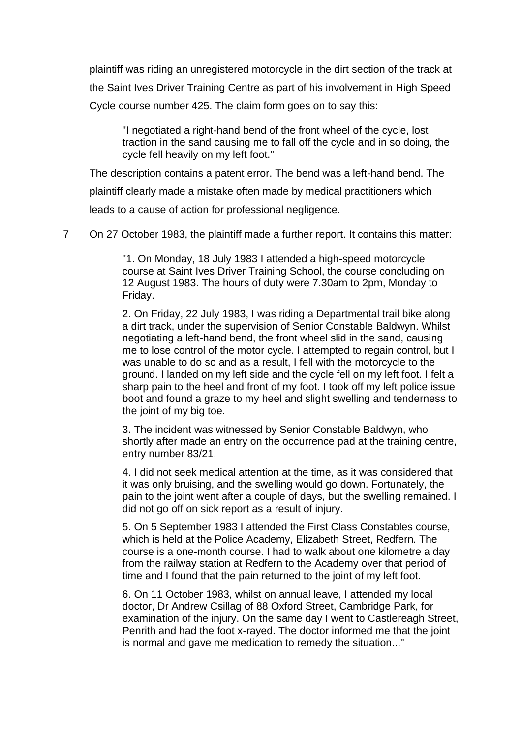plaintiff was riding an unregistered motorcycle in the dirt section of the track at the Saint Ives Driver Training Centre as part of his involvement in High Speed Cycle course number 425. The claim form goes on to say this:

> "I negotiated a right-hand bend of the front wheel of the cycle, lost traction in the sand causing me to fall off the cycle and in so doing, the cycle fell heavily on my left foot."

The description contains a patent error. The bend was a left-hand bend. The plaintiff clearly made a mistake often made by medical practitioners which leads to a cause of action for professional negligence.

7 On 27 October 1983, the plaintiff made a further report. It contains this matter:

> "1. On Monday, 18 July 1983 I attended a high-speed motorcycle course at Saint Ives Driver Training School, the course concluding on 12 August 1983. The hours of duty were 7.30am to 2pm, Monday to Friday.
>
> 2. On Friday, 22 July 1983, I was riding a Departmental trail bike along a dirt track, under the supervision of Senior Constable Baldwyn. Whilst negotiating a left-hand bend, the front wheel slid in the sand, causing me to lose control of the motor cycle. I attempted to regain control, but I was unable to do so and as a result, I fell with the motorcycle to the ground. I landed on my left side and the cycle fell on my left foot. I felt a sharp pain to the heel and front of my foot. I took off my left police issue boot and found a graze to my heel and slight swelling and tenderness to the joint of my big toe.
>
> 3. The incident was witnessed by Senior Constable Baldwyn, who shortly after made an entry on the occurrence pad at the training centre, entry number 83/21.
>
> 4. I did not seek medical attention at the time, as it was considered that it was only bruising, and the swelling would go down. Fortunately, the pain to the joint went after a couple of days, but the swelling remained. I did not go off on sick report as a result of injury.
>
> 5. On 5 September 1983 I attended the First Class Constables course, which is held at the Police Academy, Elizabeth Street, Redfern. The course is a one-month course. I had to walk about one kilometre a day from the railway station at Redfern to the Academy over that period of time and I found that the pain returned to the joint of my left foot.
>
> 6. On 11 October 1983, whilst on annual leave, I attended my local doctor, Dr Andrew Csillag of 88 Oxford Street, Cambridge Park, for examination of the injury. On the same day I went to Castlereagh Street, Penrith and had the foot x-rayed. The doctor informed me that the joint is normal and gave me medication to remedy the situation..."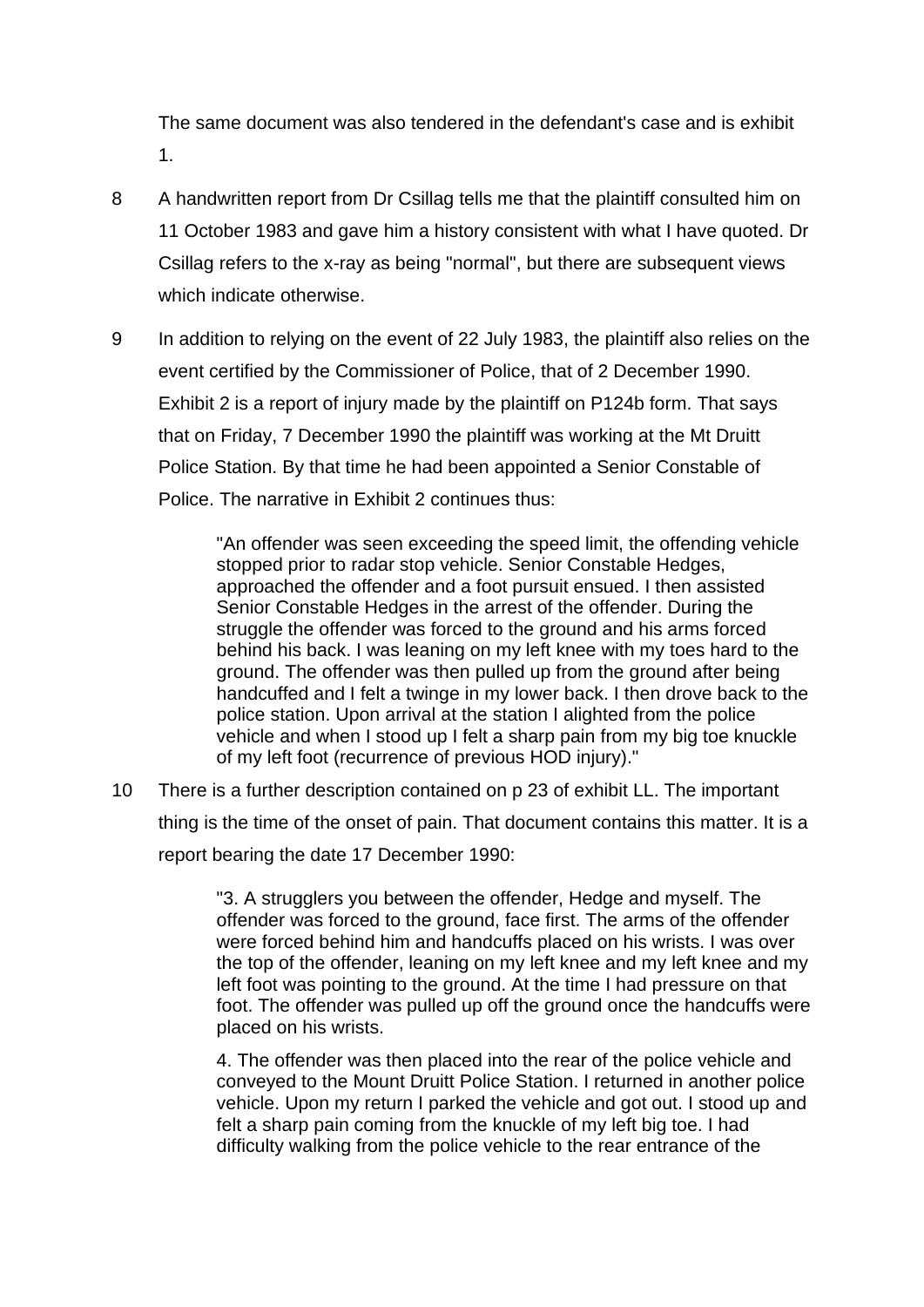The same document was also tendered in the defendant's case and is exhibit 1.

8 A handwritten report from Dr Csillag tells me that the plaintiff consulted him on 11 October 1983 and gave him a history consistent with what I have quoted. Dr Csillag refers to the x-ray as being "normal", but there are subsequent views which indicate otherwise.

9 In addition to relying on the event of 22 July 1983, the plaintiff also relies on the event certified by the Commissioner of Police, that of 2 December 1990. Exhibit 2 is a report of injury made by the plaintiff on P124b form. That says that on Friday, 7 December 1990 the plaintiff was working at the Mt Druitt Police Station. By that time he had been appointed a Senior Constable of Police. The narrative in Exhibit 2 continues thus:

> "An offender was seen exceeding the speed limit, the offending vehicle stopped prior to radar stop vehicle. Senior Constable Hedges, approached the offender and a foot pursuit ensued. I then assisted Senior Constable Hedges in the arrest of the offender. During the struggle the offender was forced to the ground and his arms forced behind his back. I was leaning on my left knee with my toes hard to the ground. The offender was then pulled up from the ground after being handcuffed and I felt a twinge in my lower back. I then drove back to the police station. Upon arrival at the station I alighted from the police vehicle and when I stood up I felt a sharp pain from my big toe knuckle of my left foot (recurrence of previous HOD injury)."

10 There is a further description contained on p 23 of exhibit LL. The important thing is the time of the onset of pain. That document contains this matter. It is a report bearing the date 17 December 1990:

> "3. A strugglers you between the offender, Hedge and myself. The offender was forced to the ground, face first. The arms of the offender were forced behind him and handcuffs placed on his wrists. I was over the top of the offender, leaning on my left knee and my left knee and my left foot was pointing to the ground. At the time I had pressure on that foot. The offender was pulled up off the ground once the handcuffs were placed on his wrists.
>
> 4. The offender was then placed into the rear of the police vehicle and conveyed to the Mount Druitt Police Station. I returned in another police vehicle. Upon my return I parked the vehicle and got out. I stood up and felt a sharp pain coming from the knuckle of my left big toe. I had difficulty walking from the police vehicle to the rear entrance of the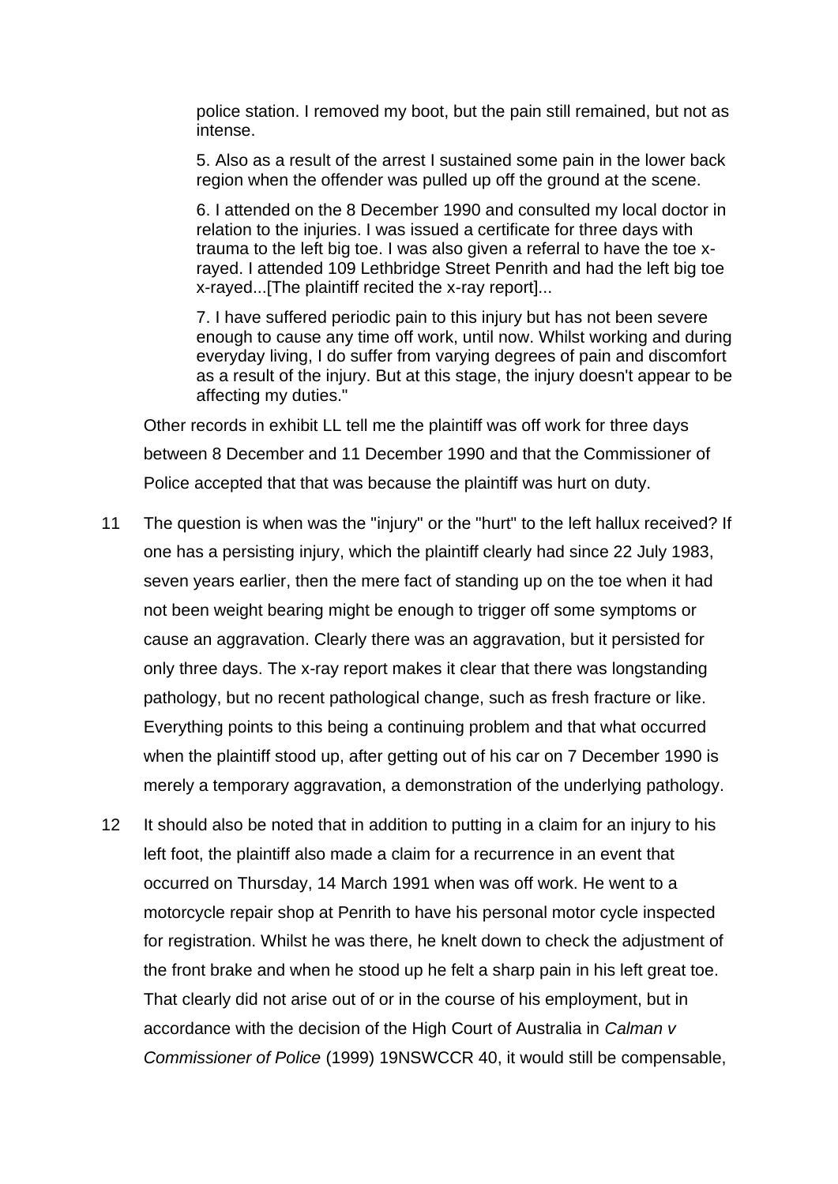> police station. I removed my boot, but the pain still remained, but not as intense.
>
> 5. Also as a result of the arrest I sustained some pain in the lower back region when the offender was pulled up off the ground at the scene.
>
> 6. I attended on the 8 December 1990 and consulted my local doctor in relation to the injuries. I was issued a certificate for three days with trauma to the left big toe. I was also given a referral to have the toe x-rayed. I attended 109 Lethbridge Street Penrith and had the left big toe x-rayed...[The plaintiff recited the x-ray report]...
>
> 7. I have suffered periodic pain to this injury but has not been severe enough to cause any time off work, until now. Whilst working and during everyday living, I do suffer from varying degrees of pain and discomfort as a result of the injury. But at this stage, the injury doesn't appear to be affecting my duties."

Other records in exhibit LL tell me the plaintiff was off work for three days between 8 December and 11 December 1990 and that the Commissioner of Police accepted that that was because the plaintiff was hurt on duty.

11 The question is when was the "injury" or the "hurt" to the left hallux received? If one has a persisting injury, which the plaintiff clearly had since 22 July 1983, seven years earlier, then the mere fact of standing up on the toe when it had not been weight bearing might be enough to trigger off some symptoms or cause an aggravation. Clearly there was an aggravation, but it persisted for only three days. The x-ray report makes it clear that there was longstanding pathology, but no recent pathological change, such as fresh fracture or like. Everything points to this being a continuing problem and that what occurred when the plaintiff stood up, after getting out of his car on 7 December 1990 is merely a temporary aggravation, a demonstration of the underlying pathology.

12 It should also be noted that in addition to putting in a claim for an injury to his left foot, the plaintiff also made a claim for a recurrence in an event that occurred on Thursday, 14 March 1991 when was off work. He went to a motorcycle repair shop at Penrith to have his personal motor cycle inspected for registration. Whilst he was there, he knelt down to check the adjustment of the front brake and when he stood up he felt a sharp pain in his left great toe. That clearly did not arise out of or in the course of his employment, but in accordance with the decision of the High Court of Australia in *Calman v Commissioner of Police* (1999) 19NSWCCR 40, it would still be compensable,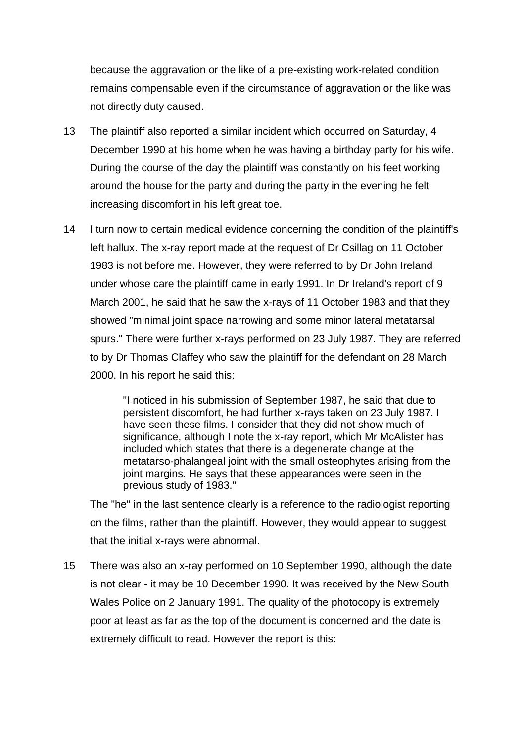because the aggravation or the like of a pre-existing work-related condition remains compensable even if the circumstance of aggravation or the like was not directly duty caused.

13 The plaintiff also reported a similar incident which occurred on Saturday, 4 December 1990 at his home when he was having a birthday party for his wife. During the course of the day the plaintiff was constantly on his feet working around the house for the party and during the party in the evening he felt increasing discomfort in his left great toe.

14 I turn now to certain medical evidence concerning the condition of the plaintiff's left hallux. The x-ray report made at the request of Dr Csillag on 11 October 1983 is not before me. However, they were referred to by Dr John Ireland under whose care the plaintiff came in early 1991. In Dr Ireland's report of 9 March 2001, he said that he saw the x-rays of 11 October 1983 and that they showed "minimal joint space narrowing and some minor lateral metatarsal spurs." There were further x-rays performed on 23 July 1987. They are referred to by Dr Thomas Claffey who saw the plaintiff for the defendant on 28 March 2000. In his report he said this:

> "I noticed in his submission of September 1987, he said that due to persistent discomfort, he had further x-rays taken on 23 July 1987. I have seen these films. I consider that they did not show much of significance, although I note the x-ray report, which Mr McAlister has included which states that there is a degenerate change at the metatarso-phalangeal joint with the small osteophytes arising from the joint margins. He says that these appearances were seen in the previous study of 1983."

The "he" in the last sentence clearly is a reference to the radiologist reporting on the films, rather than the plaintiff. However, they would appear to suggest that the initial x-rays were abnormal.

15 There was also an x-ray performed on 10 September 1990, although the date is not clear - it may be 10 December 1990. It was received by the New South Wales Police on 2 January 1991. The quality of the photocopy is extremely poor at least as far as the top of the document is concerned and the date is extremely difficult to read. However the report is this: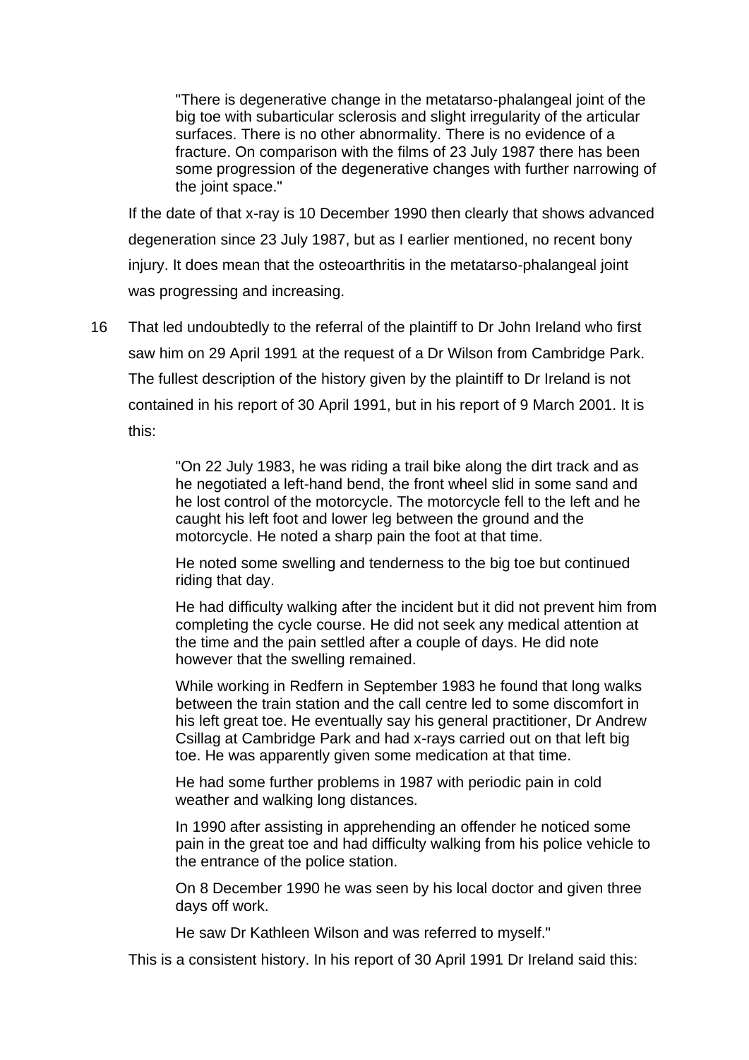> "There is degenerative change in the metatarso-phalangeal joint of the big toe with subarticular sclerosis and slight irregularity of the articular surfaces. There is no other abnormality. There is no evidence of a fracture. On comparison with the films of 23 July 1987 there has been some progression of the degenerative changes with further narrowing of the joint space."

If the date of that x-ray is 10 December 1990 then clearly that shows advanced degeneration since 23 July 1987, but as I earlier mentioned, no recent bony injury. It does mean that the osteoarthritis in the metatarso-phalangeal joint was progressing and increasing.

16 That led undoubtedly to the referral of the plaintiff to Dr John Ireland who first saw him on 29 April 1991 at the request of a Dr Wilson from Cambridge Park. The fullest description of the history given by the plaintiff to Dr Ireland is not contained in his report of 30 April 1991, but in his report of 9 March 2001. It is this:

> "On 22 July 1983, he was riding a trail bike along the dirt track and as he negotiated a left-hand bend, the front wheel slid in some sand and he lost control of the motorcycle. The motorcycle fell to the left and he caught his left foot and lower leg between the ground and the motorcycle. He noted a sharp pain the foot at that time.
>
> He noted some swelling and tenderness to the big toe but continued riding that day.
>
> He had difficulty walking after the incident but it did not prevent him from completing the cycle course. He did not seek any medical attention at the time and the pain settled after a couple of days. He did note however that the swelling remained.
>
> While working in Redfern in September 1983 he found that long walks between the train station and the call centre led to some discomfort in his left great toe. He eventually say his general practitioner, Dr Andrew Csillag at Cambridge Park and had x-rays carried out on that left big toe. He was apparently given some medication at that time.
>
> He had some further problems in 1987 with periodic pain in cold weather and walking long distances.
>
> In 1990 after assisting in apprehending an offender he noticed some pain in the great toe and had difficulty walking from his police vehicle to the entrance of the police station.
>
> On 8 December 1990 he was seen by his local doctor and given three days off work.
>
> He saw Dr Kathleen Wilson and was referred to myself."

This is a consistent history. In his report of 30 April 1991 Dr Ireland said this: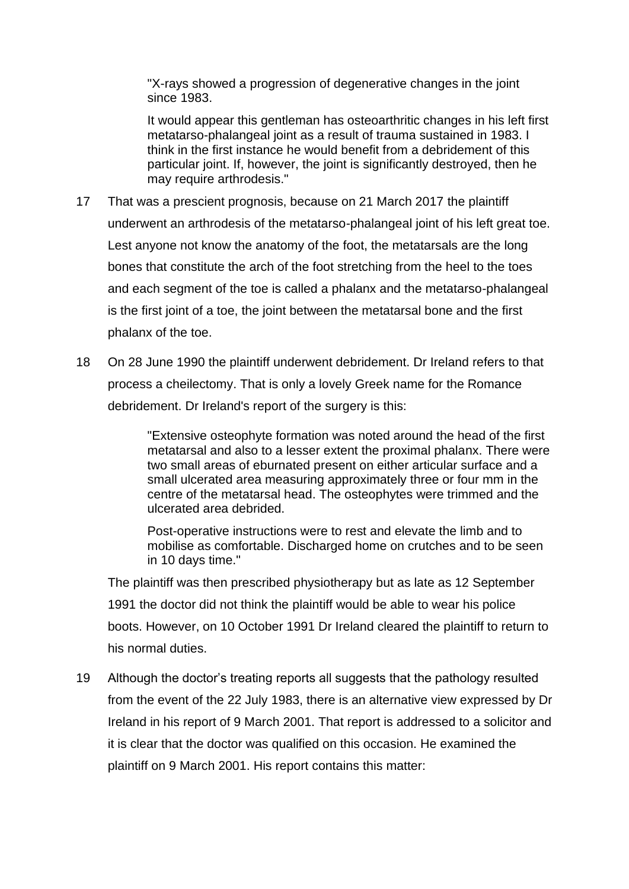> "X-rays showed a progression of degenerative changes in the joint since 1983.
>
> It would appear this gentleman has osteoarthritic changes in his left first metatarso-phalangeal joint as a result of trauma sustained in 1983. I think in the first instance he would benefit from a debridement of this particular joint. If, however, the joint is significantly destroyed, then he may require arthrodesis."

17 That was a prescient prognosis, because on 21 March 2017 the plaintiff underwent an arthrodesis of the metatarso-phalangeal joint of his left great toe. Lest anyone not know the anatomy of the foot, the metatarsals are the long bones that constitute the arch of the foot stretching from the heel to the toes and each segment of the toe is called a phalanx and the metatarso-phalangeal is the first joint of a toe, the joint between the metatarsal bone and the first phalanx of the toe.

18 On 28 June 1990 the plaintiff underwent debridement. Dr Ireland refers to that process a cheilectomy. That is only a lovely Greek name for the Romance debridement. Dr Ireland's report of the surgery is this:

> "Extensive osteophyte formation was noted around the head of the first metatarsal and also to a lesser extent the proximal phalanx. There were two small areas of eburnated present on either articular surface and a small ulcerated area measuring approximately three or four mm in the centre of the metatarsal head. The osteophytes were trimmed and the ulcerated area debrided.
>
> Post-operative instructions were to rest and elevate the limb and to mobilise as comfortable. Discharged home on crutches and to be seen in 10 days time."

The plaintiff was then prescribed physiotherapy but as late as 12 September 1991 the doctor did not think the plaintiff would be able to wear his police boots. However, on 10 October 1991 Dr Ireland cleared the plaintiff to return to his normal duties.

19 Although the doctor's treating reports all suggests that the pathology resulted from the event of the 22 July 1983, there is an alternative view expressed by Dr Ireland in his report of 9 March 2001. That report is addressed to a solicitor and it is clear that the doctor was qualified on this occasion. He examined the plaintiff on 9 March 2001. His report contains this matter: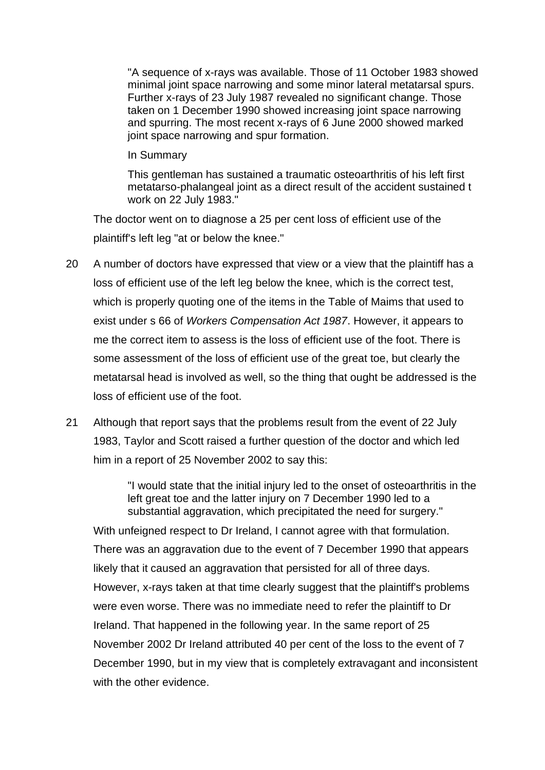> "A sequence of x-rays was available. Those of 11 October 1983 showed minimal joint space narrowing and some minor lateral metatarsal spurs. Further x-rays of 23 July 1987 revealed no significant change. Those taken on 1 December 1990 showed increasing joint space narrowing and spurring. The most recent x-rays of 6 June 2000 showed marked joint space narrowing and spur formation.
>
> In Summary
>
> This gentleman has sustained a traumatic osteoarthritis of his left first metatarso-phalangeal joint as a direct result of the accident sustained t work on 22 July 1983."

The doctor went on to diagnose a 25 per cent loss of efficient use of the plaintiff's left leg "at or below the knee."

20 A number of doctors have expressed that view or a view that the plaintiff has a loss of efficient use of the left leg below the knee, which is the correct test, which is properly quoting one of the items in the Table of Maims that used to exist under s 66 of *Workers Compensation Act 1987*. However, it appears to me the correct item to assess is the loss of efficient use of the foot. There is some assessment of the loss of efficient use of the great toe, but clearly the metatarsal head is involved as well, so the thing that ought be addressed is the loss of efficient use of the foot.

21 Although that report says that the problems result from the event of 22 July 1983, Taylor and Scott raised a further question of the doctor and which led him in a report of 25 November 2002 to say this:

> "I would state that the initial injury led to the onset of osteoarthritis in the left great toe and the latter injury on 7 December 1990 led to a substantial aggravation, which precipitated the need for surgery."

With unfeigned respect to Dr Ireland, I cannot agree with that formulation. There was an aggravation due to the event of 7 December 1990 that appears likely that it caused an aggravation that persisted for all of three days. However, x-rays taken at that time clearly suggest that the plaintiff's problems were even worse. There was no immediate need to refer the plaintiff to Dr Ireland. That happened in the following year. In the same report of 25 November 2002 Dr Ireland attributed 40 per cent of the loss to the event of 7 December 1990, but in my view that is completely extravagant and inconsistent with the other evidence.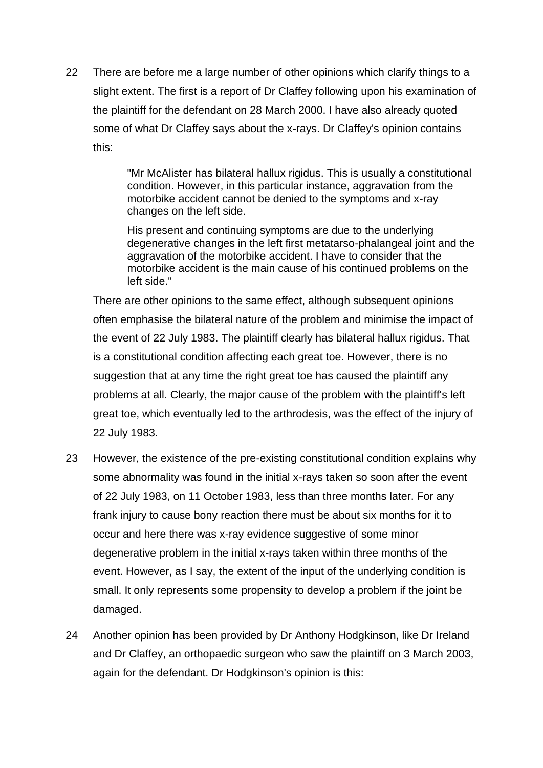22 There are before me a large number of other opinions which clarify things to a slight extent. The first is a report of Dr Claffey following upon his examination of the plaintiff for the defendant on 28 March 2000. I have also already quoted some of what Dr Claffey says about the x-rays. Dr Claffey's opinion contains this:

> "Mr McAlister has bilateral hallux rigidus. This is usually a constitutional condition. However, in this particular instance, aggravation from the motorbike accident cannot be denied to the symptoms and x-ray changes on the left side.
>
> His present and continuing symptoms are due to the underlying degenerative changes in the left first metatarso-phalangeal joint and the aggravation of the motorbike accident. I have to consider that the motorbike accident is the main cause of his continued problems on the left side."

There are other opinions to the same effect, although subsequent opinions often emphasise the bilateral nature of the problem and minimise the impact of the event of 22 July 1983. The plaintiff clearly has bilateral hallux rigidus. That is a constitutional condition affecting each great toe. However, there is no suggestion that at any time the right great toe has caused the plaintiff any problems at all. Clearly, the major cause of the problem with the plaintiff's left great toe, which eventually led to the arthrodesis, was the effect of the injury of 22 July 1983.

23 However, the existence of the pre-existing constitutional condition explains why some abnormality was found in the initial x-rays taken so soon after the event of 22 July 1983, on 11 October 1983, less than three months later. For any frank injury to cause bony reaction there must be about six months for it to occur and here there was x-ray evidence suggestive of some minor degenerative problem in the initial x-rays taken within three months of the event. However, as I say, the extent of the input of the underlying condition is small. It only represents some propensity to develop a problem if the joint be damaged.

24 Another opinion has been provided by Dr Anthony Hodgkinson, like Dr Ireland and Dr Claffey, an orthopaedic surgeon who saw the plaintiff on 3 March 2003, again for the defendant. Dr Hodgkinson's opinion is this: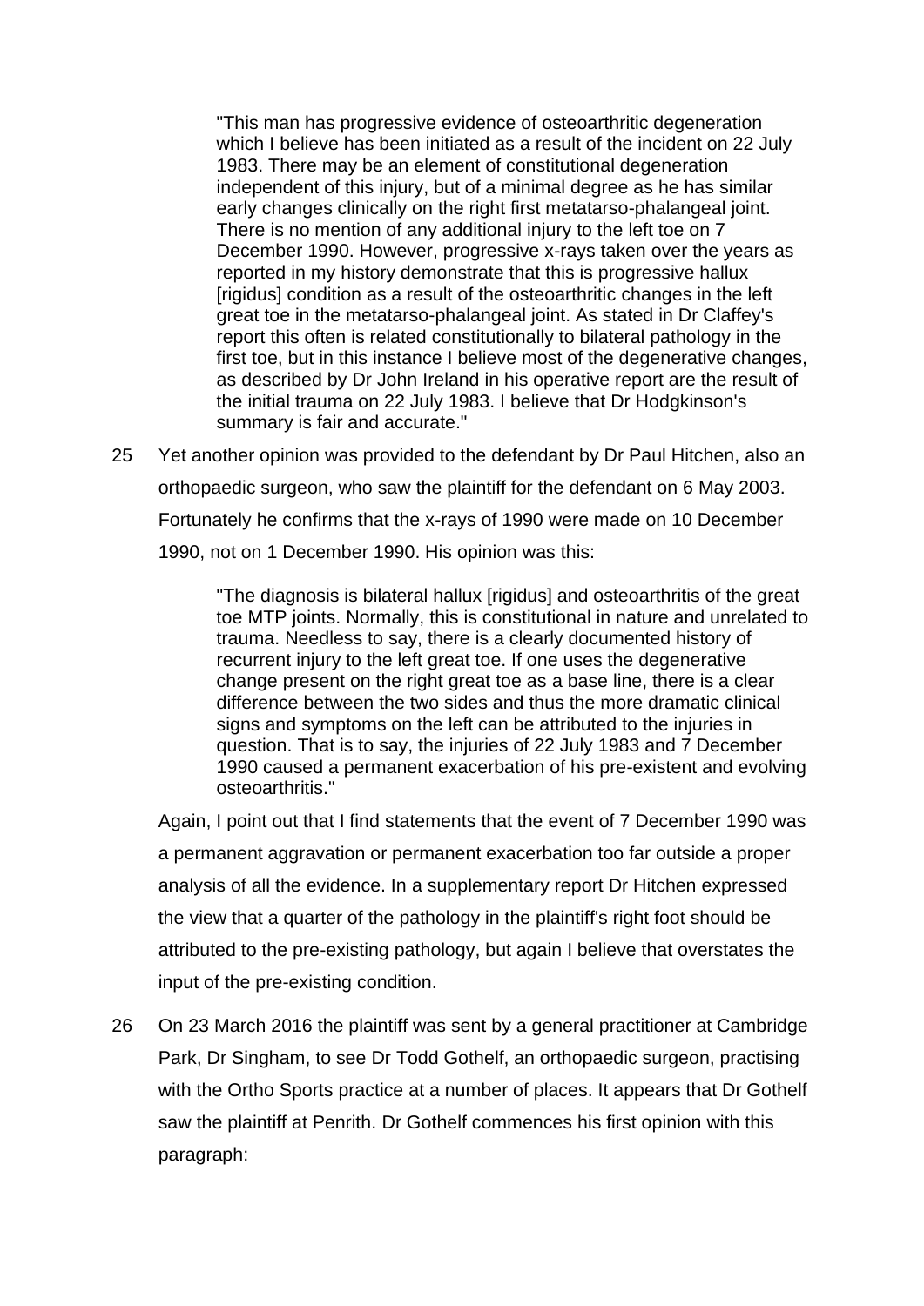> "This man has progressive evidence of osteoarthritic degeneration which I believe has been initiated as a result of the incident on 22 July 1983. There may be an element of constitutional degeneration independent of this injury, but of a minimal degree as he has similar early changes clinically on the right first metatarso-phalangeal joint. There is no mention of any additional injury to the left toe on 7 December 1990. However, progressive x-rays taken over the years as reported in my history demonstrate that this is progressive hallux [rigidus] condition as a result of the osteoarthritic changes in the left great toe in the metatarso-phalangeal joint. As stated in Dr Claffey's report this often is related constitutionally to bilateral pathology in the first toe, but in this instance I believe most of the degenerative changes, as described by Dr John Ireland in his operative report are the result of the initial trauma on 22 July 1983. I believe that Dr Hodgkinson's summary is fair and accurate."

25 Yet another opinion was provided to the defendant by Dr Paul Hitchen, also an orthopaedic surgeon, who saw the plaintiff for the defendant on 6 May 2003. Fortunately he confirms that the x-rays of 1990 were made on 10 December 1990, not on 1 December 1990. His opinion was this:

> "The diagnosis is bilateral hallux [rigidus] and osteoarthritis of the great toe MTP joints. Normally, this is constitutional in nature and unrelated to trauma. Needless to say, there is a clearly documented history of recurrent injury to the left great toe. If one uses the degenerative change present on the right great toe as a base line, there is a clear difference between the two sides and thus the more dramatic clinical signs and symptoms on the left can be attributed to the injuries in question. That is to say, the injuries of 22 July 1983 and 7 December 1990 caused a permanent exacerbation of his pre-existent and evolving osteoarthritis."

Again, I point out that I find statements that the event of 7 December 1990 was a permanent aggravation or permanent exacerbation too far outside a proper analysis of all the evidence. In a supplementary report Dr Hitchen expressed the view that a quarter of the pathology in the plaintiff's right foot should be attributed to the pre-existing pathology, but again I believe that overstates the input of the pre-existing condition.

26 On 23 March 2016 the plaintiff was sent by a general practitioner at Cambridge Park, Dr Singham, to see Dr Todd Gothelf, an orthopaedic surgeon, practising with the Ortho Sports practice at a number of places. It appears that Dr Gothelf saw the plaintiff at Penrith. Dr Gothelf commences his first opinion with this paragraph: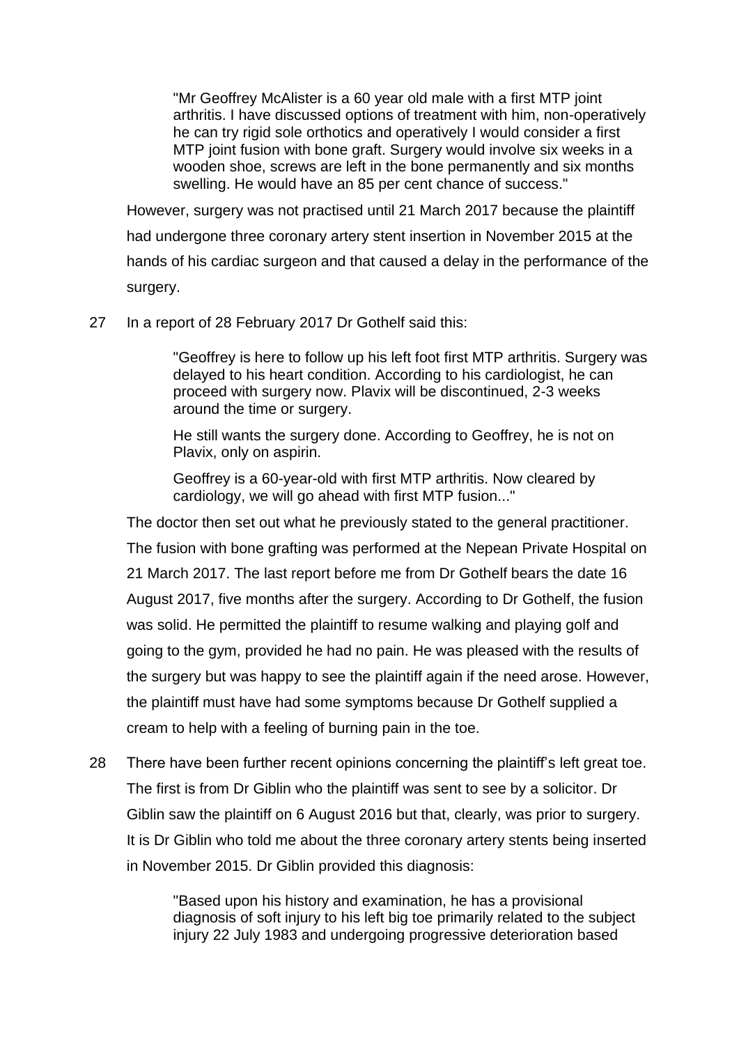> "Mr Geoffrey McAlister is a 60 year old male with a first MTP joint arthritis. I have discussed options of treatment with him, non-operatively he can try rigid sole orthotics and operatively I would consider a first MTP joint fusion with bone graft. Surgery would involve six weeks in a wooden shoe, screws are left in the bone permanently and six months swelling. He would have an 85 per cent chance of success."

However, surgery was not practised until 21 March 2017 because the plaintiff had undergone three coronary artery stent insertion in November 2015 at the hands of his cardiac surgeon and that caused a delay in the performance of the surgery.

27 In a report of 28 February 2017 Dr Gothelf said this:

> "Geoffrey is here to follow up his left foot first MTP arthritis. Surgery was delayed to his heart condition. According to his cardiologist, he can proceed with surgery now. Plavix will be discontinued, 2-3 weeks around the time or surgery.
>
> He still wants the surgery done. According to Geoffrey, he is not on Plavix, only on aspirin.
>
> Geoffrey is a 60-year-old with first MTP arthritis. Now cleared by cardiology, we will go ahead with first MTP fusion..."

The doctor then set out what he previously stated to the general practitioner. The fusion with bone grafting was performed at the Nepean Private Hospital on 21 March 2017. The last report before me from Dr Gothelf bears the date 16 August 2017, five months after the surgery. According to Dr Gothelf, the fusion was solid. He permitted the plaintiff to resume walking and playing golf and going to the gym, provided he had no pain. He was pleased with the results of the surgery but was happy to see the plaintiff again if the need arose. However, the plaintiff must have had some symptoms because Dr Gothelf supplied a cream to help with a feeling of burning pain in the toe.

28 There have been further recent opinions concerning the plaintiff's left great toe. The first is from Dr Giblin who the plaintiff was sent to see by a solicitor. Dr Giblin saw the plaintiff on 6 August 2016 but that, clearly, was prior to surgery. It is Dr Giblin who told me about the three coronary artery stents being inserted in November 2015. Dr Giblin provided this diagnosis:

> "Based upon his history and examination, he has a provisional diagnosis of soft injury to his left big toe primarily related to the subject injury 22 July 1983 and undergoing progressive deterioration based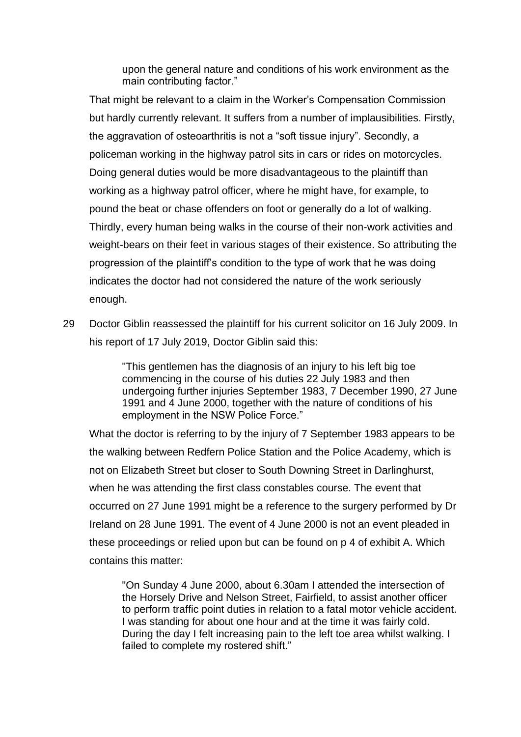> upon the general nature and conditions of his work environment as the main contributing factor."

That might be relevant to a claim in the Worker's Compensation Commission but hardly currently relevant. It suffers from a number of implausibilities. Firstly, the aggravation of osteoarthritis is not a "soft tissue injury". Secondly, a policeman working in the highway patrol sits in cars or rides on motorcycles. Doing general duties would be more disadvantageous to the plaintiff than working as a highway patrol officer, where he might have, for example, to pound the beat or chase offenders on foot or generally do a lot of walking. Thirdly, every human being walks in the course of their non-work activities and weight-bears on their feet in various stages of their existence. So attributing the progression of the plaintiff's condition to the type of work that he was doing indicates the doctor had not considered the nature of the work seriously enough.

29 Doctor Giblin reassessed the plaintiff for his current solicitor on 16 July 2009. In his report of 17 July 2019, Doctor Giblin said this:

> "This gentlemen has the diagnosis of an injury to his left big toe commencing in the course of his duties 22 July 1983 and then undergoing further injuries September 1983, 7 December 1990, 27 June 1991 and 4 June 2000, together with the nature of conditions of his employment in the NSW Police Force."

What the doctor is referring to by the injury of 7 September 1983 appears to be the walking between Redfern Police Station and the Police Academy, which is not on Elizabeth Street but closer to South Downing Street in Darlinghurst, when he was attending the first class constables course. The event that occurred on 27 June 1991 might be a reference to the surgery performed by Dr Ireland on 28 June 1991. The event of 4 June 2000 is not an event pleaded in these proceedings or relied upon but can be found on p 4 of exhibit A. Which contains this matter:

> "On Sunday 4 June 2000, about 6.30am I attended the intersection of the Horsely Drive and Nelson Street, Fairfield, to assist another officer to perform traffic point duties in relation to a fatal motor vehicle accident. I was standing for about one hour and at the time it was fairly cold. During the day I felt increasing pain to the left toe area whilst walking. I failed to complete my rostered shift."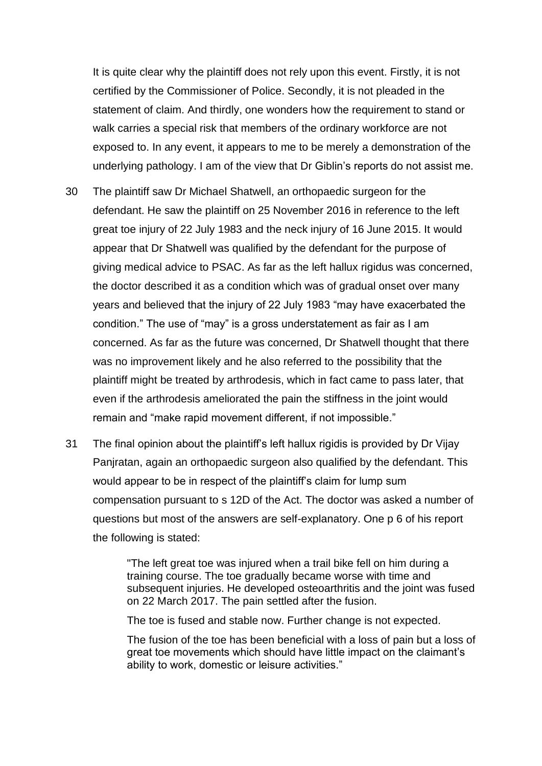It is quite clear why the plaintiff does not rely upon this event. Firstly, it is not certified by the Commissioner of Police. Secondly, it is not pleaded in the statement of claim. And thirdly, one wonders how the requirement to stand or walk carries a special risk that members of the ordinary workforce are not exposed to. In any event, it appears to me to be merely a demonstration of the underlying pathology. I am of the view that Dr Giblin's reports do not assist me.

30 The plaintiff saw Dr Michael Shatwell, an orthopaedic surgeon for the defendant. He saw the plaintiff on 25 November 2016 in reference to the left great toe injury of 22 July 1983 and the neck injury of 16 June 2015. It would appear that Dr Shatwell was qualified by the defendant for the purpose of giving medical advice to PSAC. As far as the left hallux rigidus was concerned, the doctor described it as a condition which was of gradual onset over many years and believed that the injury of 22 July 1983 "may have exacerbated the condition." The use of "may" is a gross understatement as fair as I am concerned. As far as the future was concerned, Dr Shatwell thought that there was no improvement likely and he also referred to the possibility that the plaintiff might be treated by arthrodesis, which in fact came to pass later, that even if the arthrodesis ameliorated the pain the stiffness in the joint would remain and "make rapid movement different, if not impossible."

31 The final opinion about the plaintiff's left hallux rigidis is provided by Dr Vijay Panjratan, again an orthopaedic surgeon also qualified by the defendant. This would appear to be in respect of the plaintiff's claim for lump sum compensation pursuant to s 12D of the Act. The doctor was asked a number of questions but most of the answers are self-explanatory. One p 6 of his report the following is stated:

> "The left great toe was injured when a trail bike fell on him during a training course. The toe gradually became worse with time and subsequent injuries. He developed osteoarthritis and the joint was fused on 22 March 2017. The pain settled after the fusion.
>
> The toe is fused and stable now. Further change is not expected.
>
> The fusion of the toe has been beneficial with a loss of pain but a loss of great toe movements which should have little impact on the claimant's ability to work, domestic or leisure activities."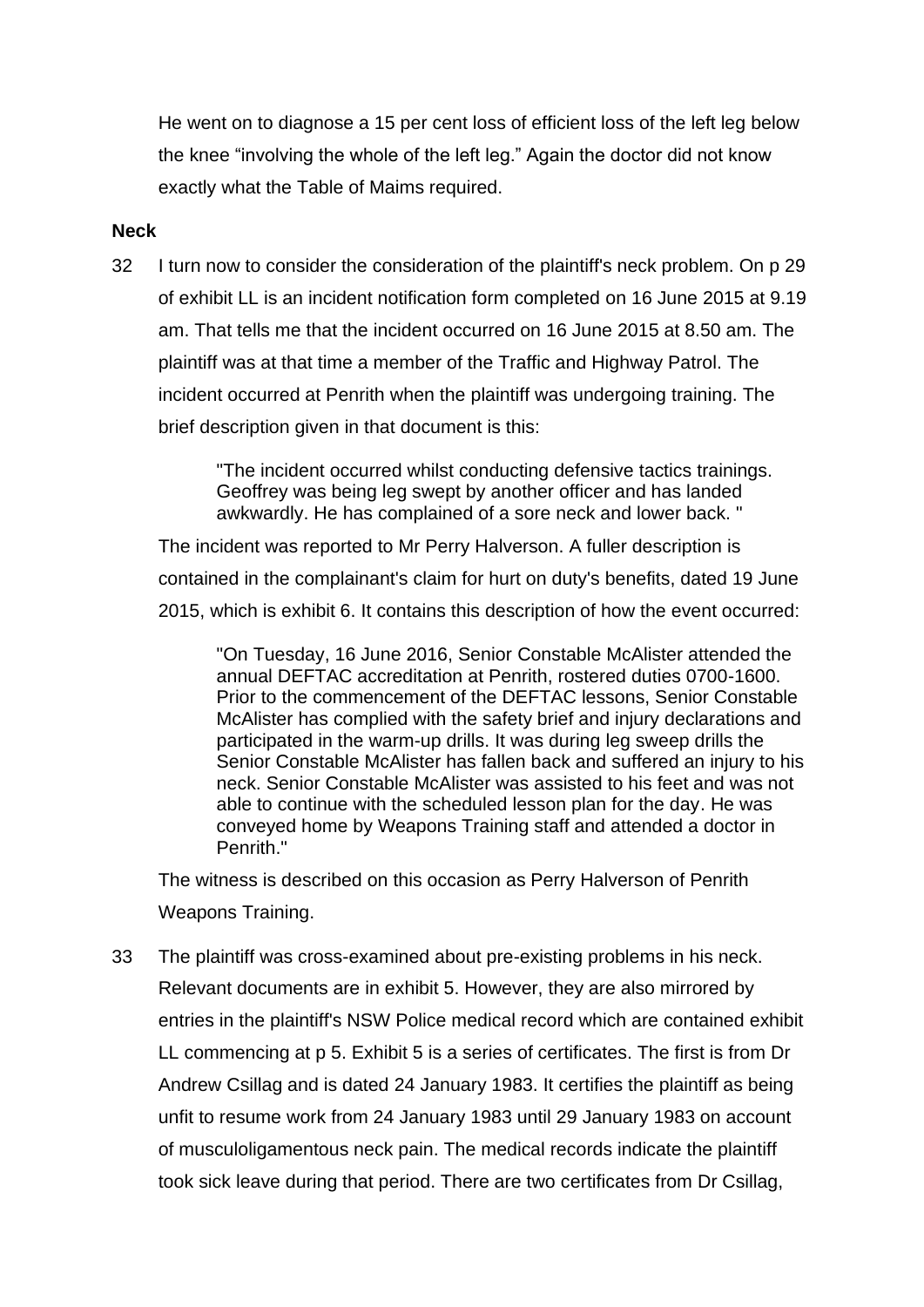He went on to diagnose a 15 per cent loss of efficient loss of the left leg below the knee "involving the whole of the left leg." Again the doctor did not know exactly what the Table of Maims required.

**Neck**

32 I turn now to consider the consideration of the plaintiff's neck problem. On p 29 of exhibit LL is an incident notification form completed on 16 June 2015 at 9.19 am. That tells me that the incident occurred on 16 June 2015 at 8.50 am. The plaintiff was at that time a member of the Traffic and Highway Patrol. The incident occurred at Penrith when the plaintiff was undergoing training. The brief description given in that document is this:

> "The incident occurred whilst conducting defensive tactics trainings. Geoffrey was being leg swept by another officer and has landed awkwardly. He has complained of a sore neck and lower back. "

The incident was reported to Mr Perry Halverson. A fuller description is contained in the complainant's claim for hurt on duty's benefits, dated 19 June 2015, which is exhibit 6. It contains this description of how the event occurred:

> "On Tuesday, 16 June 2016, Senior Constable McAlister attended the annual DEFTAC accreditation at Penrith, rostered duties 0700-1600. Prior to the commencement of the DEFTAC lessons, Senior Constable McAlister has complied with the safety brief and injury declarations and participated in the warm-up drills. It was during leg sweep drills the Senior Constable McAlister has fallen back and suffered an injury to his neck. Senior Constable McAlister was assisted to his feet and was not able to continue with the scheduled lesson plan for the day. He was conveyed home by Weapons Training staff and attended a doctor in Penrith."

The witness is described on this occasion as Perry Halverson of Penrith Weapons Training.

33 The plaintiff was cross-examined about pre-existing problems in his neck. Relevant documents are in exhibit 5. However, they are also mirrored by entries in the plaintiff's NSW Police medical record which are contained exhibit LL commencing at p 5. Exhibit 5 is a series of certificates. The first is from Dr Andrew Csillag and is dated 24 January 1983. It certifies the plaintiff as being unfit to resume work from 24 January 1983 until 29 January 1983 on account of musculoligamentous neck pain. The medical records indicate the plaintiff took sick leave during that period. There are two certificates from Dr Csillag,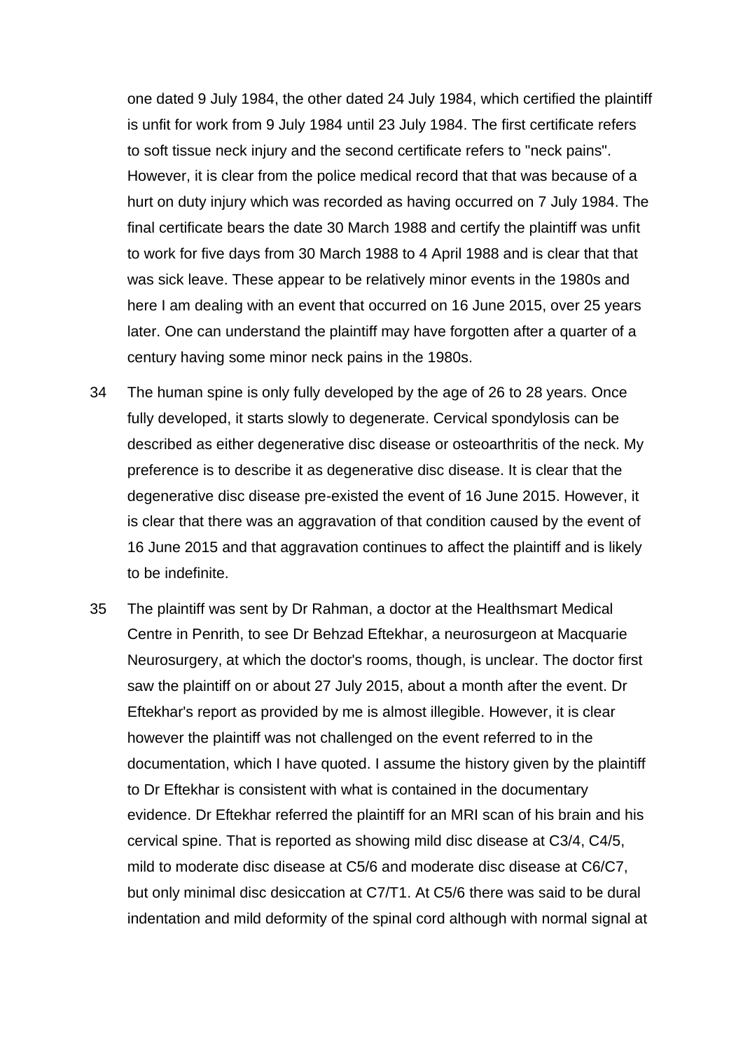one dated 9 July 1984, the other dated 24 July 1984, which certified the plaintiff is unfit for work from 9 July 1984 until 23 July 1984. The first certificate refers to soft tissue neck injury and the second certificate refers to "neck pains". However, it is clear from the police medical record that that was because of a hurt on duty injury which was recorded as having occurred on 7 July 1984. The final certificate bears the date 30 March 1988 and certify the plaintiff was unfit to work for five days from 30 March 1988 to 4 April 1988 and is clear that that was sick leave. These appear to be relatively minor events in the 1980s and here I am dealing with an event that occurred on 16 June 2015, over 25 years later. One can understand the plaintiff may have forgotten after a quarter of a century having some minor neck pains in the 1980s.

34 The human spine is only fully developed by the age of 26 to 28 years. Once fully developed, it starts slowly to degenerate. Cervical spondylosis can be described as either degenerative disc disease or osteoarthritis of the neck. My preference is to describe it as degenerative disc disease. It is clear that the degenerative disc disease pre-existed the event of 16 June 2015. However, it is clear that there was an aggravation of that condition caused by the event of 16 June 2015 and that aggravation continues to affect the plaintiff and is likely to be indefinite.

35 The plaintiff was sent by Dr Rahman, a doctor at the Healthsmart Medical Centre in Penrith, to see Dr Behzad Eftekhar, a neurosurgeon at Macquarie Neurosurgery, at which the doctor's rooms, though, is unclear. The doctor first saw the plaintiff on or about 27 July 2015, about a month after the event. Dr Eftekhar's report as provided by me is almost illegible. However, it is clear however the plaintiff was not challenged on the event referred to in the documentation, which I have quoted. I assume the history given by the plaintiff to Dr Eftekhar is consistent with what is contained in the documentary evidence. Dr Eftekhar referred the plaintiff for an MRI scan of his brain and his cervical spine. That is reported as showing mild disc disease at C3/4, C4/5, mild to moderate disc disease at C5/6 and moderate disc disease at C6/C7, but only minimal disc desiccation at C7/T1. At C5/6 there was said to be dural indentation and mild deformity of the spinal cord although with normal signal at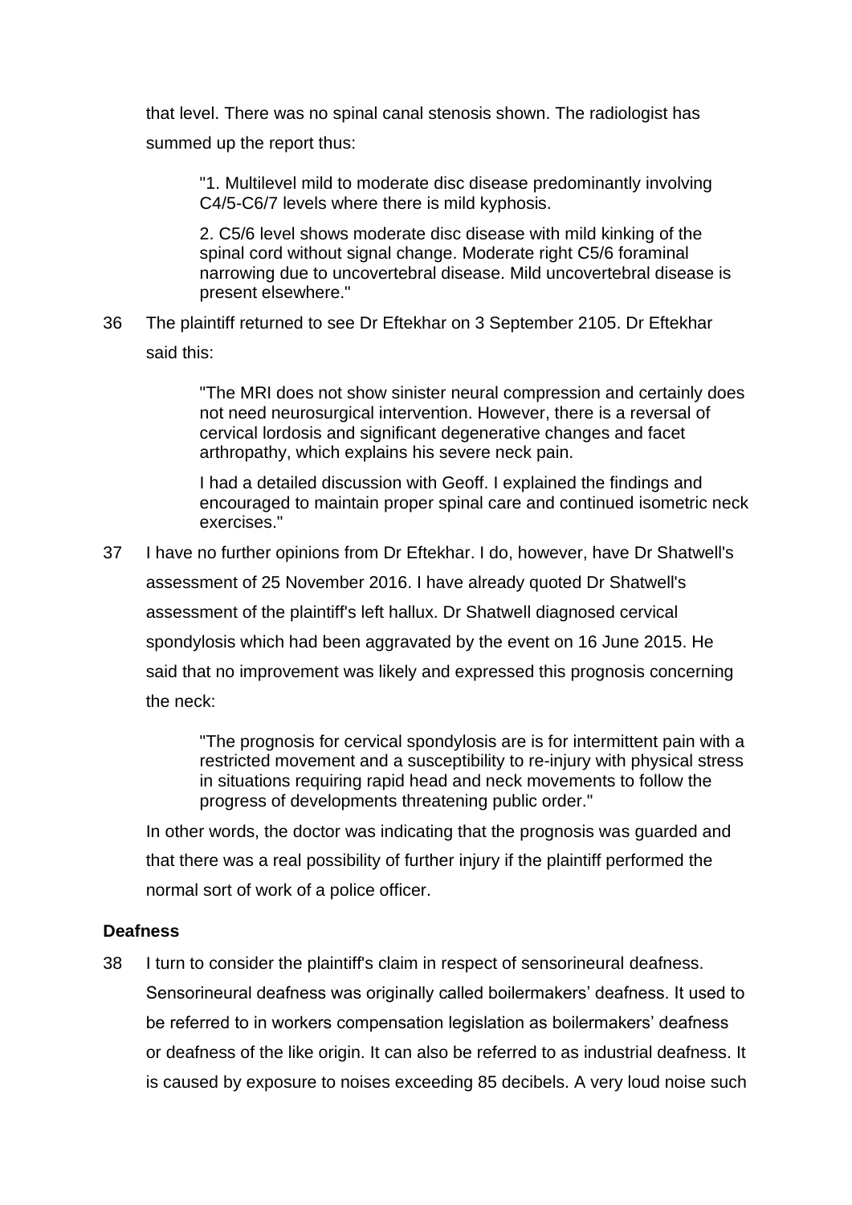that level. There was no spinal canal stenosis shown. The radiologist has summed up the report thus:

> "1. Multilevel mild to moderate disc disease predominantly involving C4/5-C6/7 levels where there is mild kyphosis.
>
> 2. C5/6 level shows moderate disc disease with mild kinking of the spinal cord without signal change. Moderate right C5/6 foraminal narrowing due to uncovertebral disease. Mild uncovertebral disease is present elsewhere."

36 The plaintiff returned to see Dr Eftekhar on 3 September 2105. Dr Eftekhar said this:

> "The MRI does not show sinister neural compression and certainly does not need neurosurgical intervention. However, there is a reversal of cervical lordosis and significant degenerative changes and facet arthropathy, which explains his severe neck pain.
>
> I had a detailed discussion with Geoff. I explained the findings and encouraged to maintain proper spinal care and continued isometric neck exercises."

37 I have no further opinions from Dr Eftekhar. I do, however, have Dr Shatwell's assessment of 25 November 2016. I have already quoted Dr Shatwell's assessment of the plaintiff's left hallux. Dr Shatwell diagnosed cervical spondylosis which had been aggravated by the event on 16 June 2015. He said that no improvement was likely and expressed this prognosis concerning the neck:

> "The prognosis for cervical spondylosis are is for intermittent pain with a restricted movement and a susceptibility to re-injury with physical stress in situations requiring rapid head and neck movements to follow the progress of developments threatening public order."

In other words, the doctor was indicating that the prognosis was guarded and that there was a real possibility of further injury if the plaintiff performed the normal sort of work of a police officer.

**Deafness**

38 I turn to consider the plaintiff's claim in respect of sensorineural deafness. Sensorineural deafness was originally called boilermakers' deafness. It used to be referred to in workers compensation legislation as boilermakers' deafness or deafness of the like origin. It can also be referred to as industrial deafness. It is caused by exposure to noises exceeding 85 decibels. A very loud noise such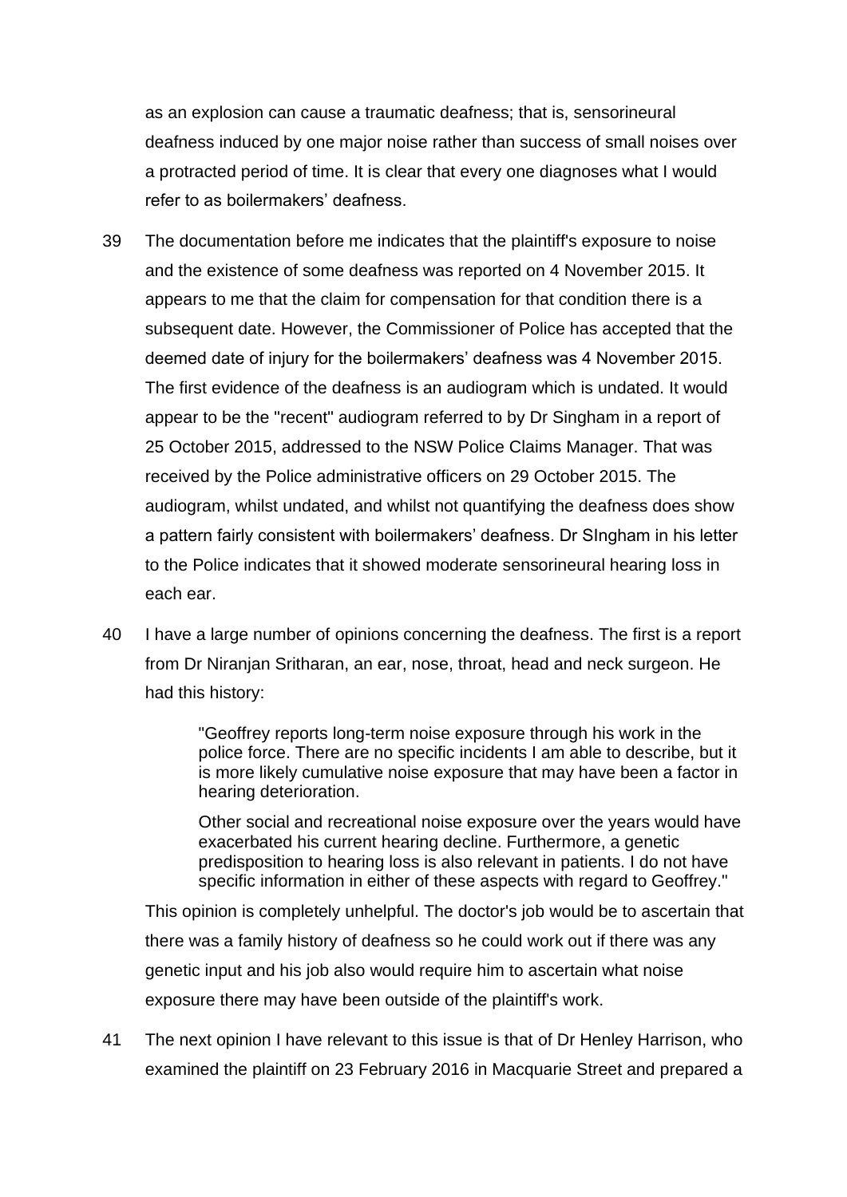as an explosion can cause a traumatic deafness; that is, sensorineural deafness induced by one major noise rather than success of small noises over a protracted period of time. It is clear that every one diagnoses what I would refer to as boilermakers' deafness.

39 The documentation before me indicates that the plaintiff's exposure to noise and the existence of some deafness was reported on 4 November 2015. It appears to me that the claim for compensation for that condition there is a subsequent date. However, the Commissioner of Police has accepted that the deemed date of injury for the boilermakers' deafness was 4 November 2015. The first evidence of the deafness is an audiogram which is undated. It would appear to be the "recent" audiogram referred to by Dr Singham in a report of 25 October 2015, addressed to the NSW Police Claims Manager. That was received by the Police administrative officers on 29 October 2015. The audiogram, whilst undated, and whilst not quantifying the deafness does show a pattern fairly consistent with boilermakers' deafness. Dr SIngham in his letter to the Police indicates that it showed moderate sensorineural hearing loss in each ear.

40 I have a large number of opinions concerning the deafness. The first is a report from Dr Niranjan Sritharan, an ear, nose, throat, head and neck surgeon. He had this history:

> "Geoffrey reports long-term noise exposure through his work in the police force. There are no specific incidents I am able to describe, but it is more likely cumulative noise exposure that may have been a factor in hearing deterioration.
>
> Other social and recreational noise exposure over the years would have exacerbated his current hearing decline. Furthermore, a genetic predisposition to hearing loss is also relevant in patients. I do not have specific information in either of these aspects with regard to Geoffrey."

This opinion is completely unhelpful. The doctor's job would be to ascertain that there was a family history of deafness so he could work out if there was any genetic input and his job also would require him to ascertain what noise exposure there may have been outside of the plaintiff's work.

41 The next opinion I have relevant to this issue is that of Dr Henley Harrison, who examined the plaintiff on 23 February 2016 in Macquarie Street and prepared a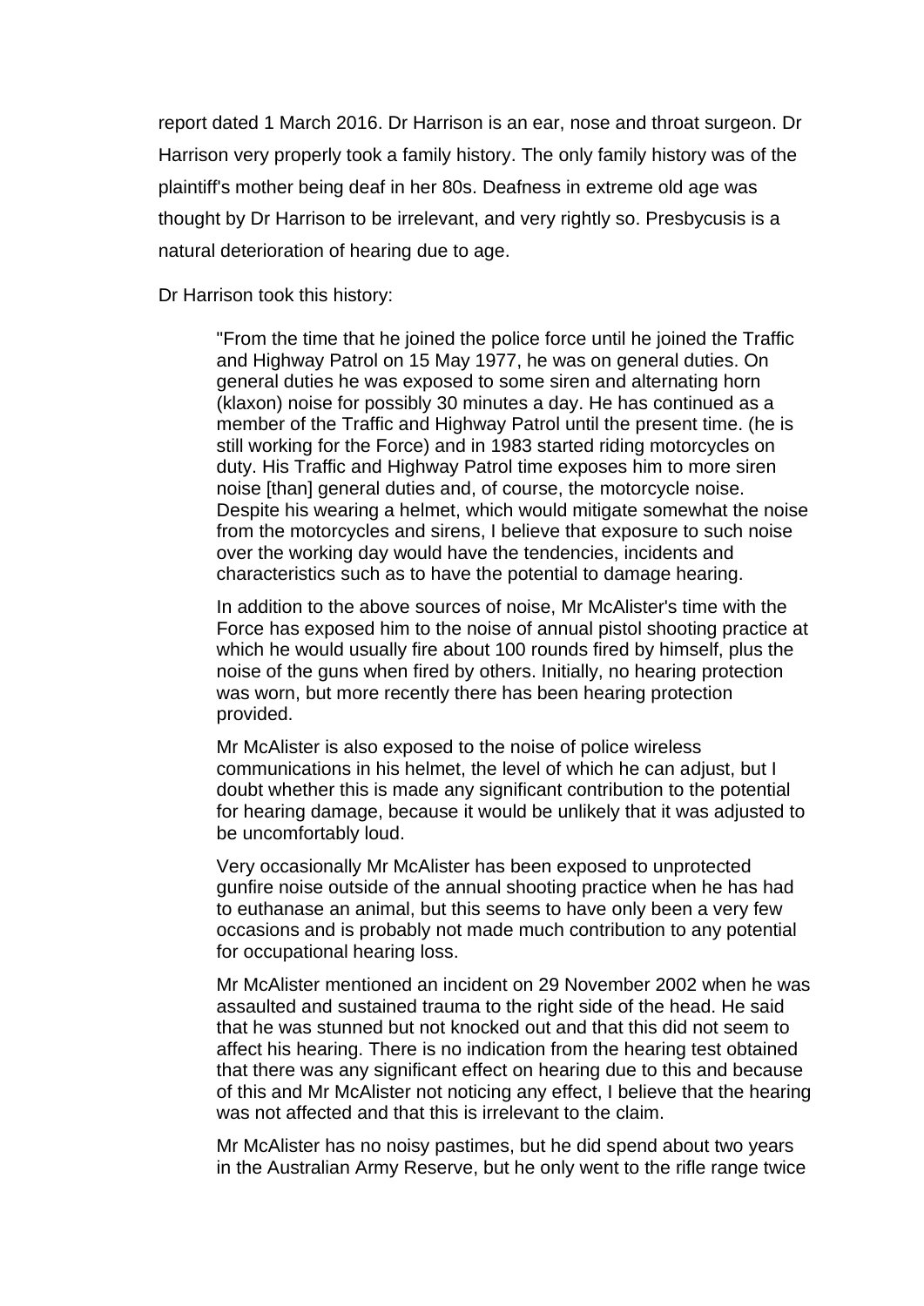report dated 1 March 2016. Dr Harrison is an ear, nose and throat surgeon. Dr Harrison very properly took a family history. The only family history was of the plaintiff's mother being deaf in her 80s. Deafness in extreme old age was thought by Dr Harrison to be irrelevant, and very rightly so. Presbycusis is a natural deterioration of hearing due to age.

Dr Harrison took this history:

> "From the time that he joined the police force until he joined the Traffic and Highway Patrol on 15 May 1977, he was on general duties. On general duties he was exposed to some siren and alternating horn (klaxon) noise for possibly 30 minutes a day. He has continued as a member of the Traffic and Highway Patrol until the present time. (he is still working for the Force) and in 1983 started riding motorcycles on duty. His Traffic and Highway Patrol time exposes him to more siren noise [than] general duties and, of course, the motorcycle noise. Despite his wearing a helmet, which would mitigate somewhat the noise from the motorcycles and sirens, I believe that exposure to such noise over the working day would have the tendencies, incidents and characteristics such as to have the potential to damage hearing.
>
> In addition to the above sources of noise, Mr McAlister's time with the Force has exposed him to the noise of annual pistol shooting practice at which he would usually fire about 100 rounds fired by himself, plus the noise of the guns when fired by others. Initially, no hearing protection was worn, but more recently there has been hearing protection provided.
>
> Mr McAlister is also exposed to the noise of police wireless communications in his helmet, the level of which he can adjust, but I doubt whether this is made any significant contribution to the potential for hearing damage, because it would be unlikely that it was adjusted to be uncomfortably loud.
>
> Very occasionally Mr McAlister has been exposed to unprotected gunfire noise outside of the annual shooting practice when he has had to euthanase an animal, but this seems to have only been a very few occasions and is probably not made much contribution to any potential for occupational hearing loss.
>
> Mr McAlister mentioned an incident on 29 November 2002 when he was assaulted and sustained trauma to the right side of the head. He said that he was stunned but not knocked out and that this did not seem to affect his hearing. There is no indication from the hearing test obtained that there was any significant effect on hearing due to this and because of this and Mr McAlister not noticing any effect, I believe that the hearing was not affected and that this is irrelevant to the claim.
>
> Mr McAlister has no noisy pastimes, but he did spend about two years in the Australian Army Reserve, but he only went to the rifle range twice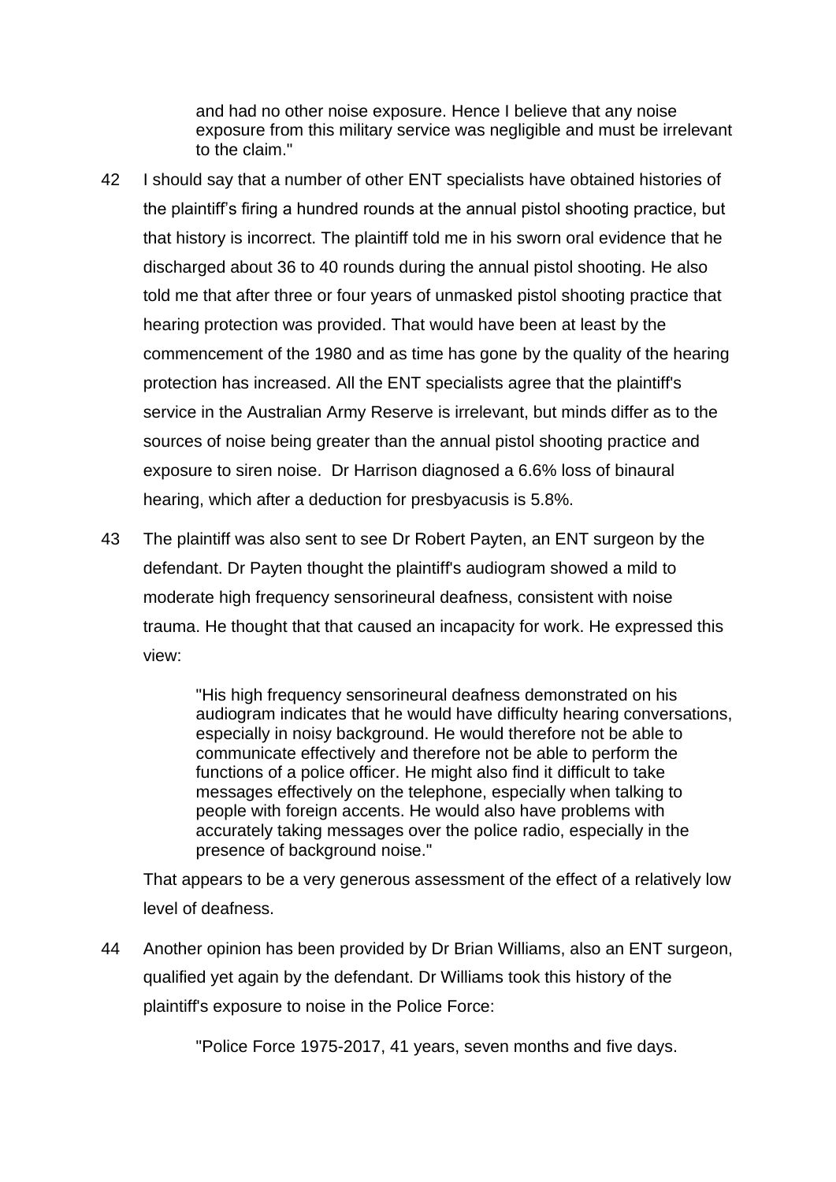> and had no other noise exposure. Hence I believe that any noise exposure from this military service was negligible and must be irrelevant to the claim."

42 I should say that a number of other ENT specialists have obtained histories of the plaintiff's firing a hundred rounds at the annual pistol shooting practice, but that history is incorrect. The plaintiff told me in his sworn oral evidence that he discharged about 36 to 40 rounds during the annual pistol shooting. He also told me that after three or four years of unmasked pistol shooting practice that hearing protection was provided. That would have been at least by the commencement of the 1980 and as time has gone by the quality of the hearing protection has increased. All the ENT specialists agree that the plaintiff's service in the Australian Army Reserve is irrelevant, but minds differ as to the sources of noise being greater than the annual pistol shooting practice and exposure to siren noise. Dr Harrison diagnosed a 6.6% loss of binaural hearing, which after a deduction for presbyacusis is 5.8%.

43 The plaintiff was also sent to see Dr Robert Payten, an ENT surgeon by the defendant. Dr Payten thought the plaintiff's audiogram showed a mild to moderate high frequency sensorineural deafness, consistent with noise trauma. He thought that that caused an incapacity for work. He expressed this view:

> "His high frequency sensorineural deafness demonstrated on his audiogram indicates that he would have difficulty hearing conversations, especially in noisy background. He would therefore not be able to communicate effectively and therefore not be able to perform the functions of a police officer. He might also find it difficult to take messages effectively on the telephone, especially when talking to people with foreign accents. He would also have problems with accurately taking messages over the police radio, especially in the presence of background noise."

That appears to be a very generous assessment of the effect of a relatively low level of deafness.

44 Another opinion has been provided by Dr Brian Williams, also an ENT surgeon, qualified yet again by the defendant. Dr Williams took this history of the plaintiff's exposure to noise in the Police Force:

> "Police Force 1975-2017, 41 years, seven months and five days.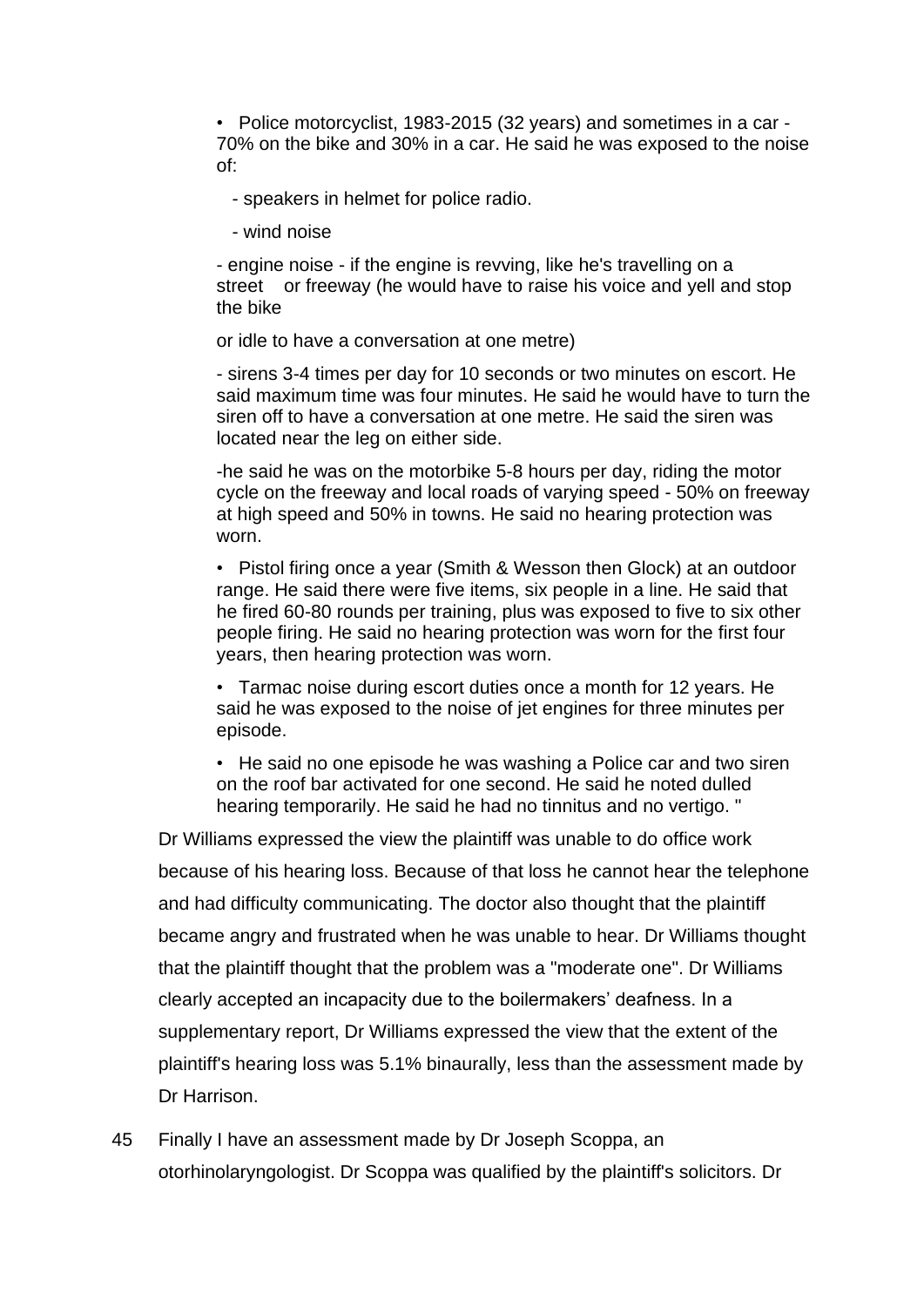- Police motorcyclist, 1983-2015 (32 years) and sometimes in a car - 70% on the bike and 30% in a car. He said he was exposed to the noise of:

  - speakers in helmet for police radio.

  - wind noise

  - engine noise - if the engine is revving, like he's travelling on a street or freeway (he would have to raise his voice and yell and stop the bike

  or idle to have a conversation at one metre)

  - sirens 3-4 times per day for 10 seconds or two minutes on escort. He said maximum time was four minutes. He said he would have to turn the siren off to have a conversation at one metre. He said the siren was located near the leg on either side.

  -he said he was on the motorbike 5-8 hours per day, riding the motor cycle on the freeway and local roads of varying speed - 50% on freeway at high speed and 50% in towns. He said no hearing protection was worn.

- Pistol firing once a year (Smith & Wesson then Glock) at an outdoor range. He said there were five items, six people in a line. He said that he fired 60-80 rounds per training, plus was exposed to five to six other people firing. He said no hearing protection was worn for the first four years, then hearing protection was worn.

- Tarmac noise during escort duties once a month for 12 years. He said he was exposed to the noise of jet engines for three minutes per episode.

- He said no one episode he was washing a Police car and two siren on the roof bar activated for one second. He said he noted dulled hearing temporarily. He said he had no tinnitus and no vertigo. "

Dr Williams expressed the view the plaintiff was unable to do office work because of his hearing loss. Because of that loss he cannot hear the telephone and had difficulty communicating. The doctor also thought that the plaintiff became angry and frustrated when he was unable to hear. Dr Williams thought that the plaintiff thought that the problem was a "moderate one". Dr Williams clearly accepted an incapacity due to the boilermakers' deafness. In a supplementary report, Dr Williams expressed the view that the extent of the plaintiff's hearing loss was 5.1% binaurally, less than the assessment made by Dr Harrison.

45 Finally I have an assessment made by Dr Joseph Scoppa, an otorhinolaryngologist. Dr Scoppa was qualified by the plaintiff's solicitors. Dr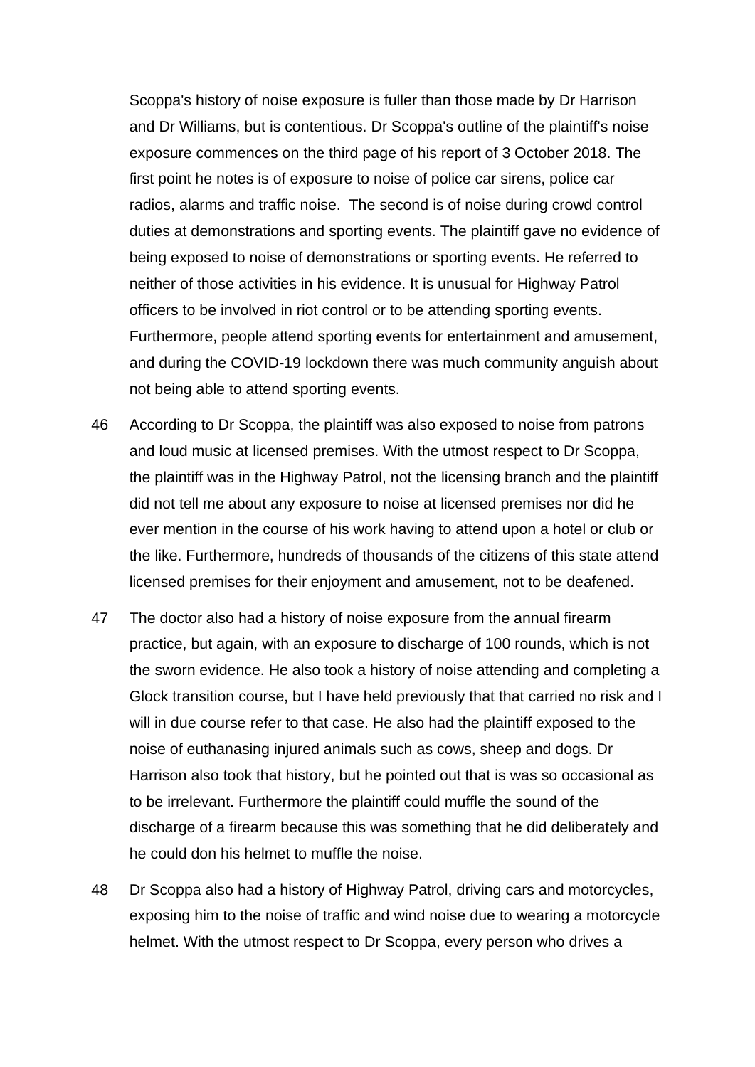Scoppa's history of noise exposure is fuller than those made by Dr Harrison and Dr Williams, but is contentious. Dr Scoppa's outline of the plaintiff's noise exposure commences on the third page of his report of 3 October 2018. The first point he notes is of exposure to noise of police car sirens, police car radios, alarms and traffic noise. The second is of noise during crowd control duties at demonstrations and sporting events. The plaintiff gave no evidence of being exposed to noise of demonstrations or sporting events. He referred to neither of those activities in his evidence. It is unusual for Highway Patrol officers to be involved in riot control or to be attending sporting events. Furthermore, people attend sporting events for entertainment and amusement, and during the COVID-19 lockdown there was much community anguish about not being able to attend sporting events.

46 According to Dr Scoppa, the plaintiff was also exposed to noise from patrons and loud music at licensed premises. With the utmost respect to Dr Scoppa, the plaintiff was in the Highway Patrol, not the licensing branch and the plaintiff did not tell me about any exposure to noise at licensed premises nor did he ever mention in the course of his work having to attend upon a hotel or club or the like. Furthermore, hundreds of thousands of the citizens of this state attend licensed premises for their enjoyment and amusement, not to be deafened.

47 The doctor also had a history of noise exposure from the annual firearm practice, but again, with an exposure to discharge of 100 rounds, which is not the sworn evidence. He also took a history of noise attending and completing a Glock transition course, but I have held previously that that carried no risk and I will in due course refer to that case. He also had the plaintiff exposed to the noise of euthanasing injured animals such as cows, sheep and dogs. Dr Harrison also took that history, but he pointed out that is was so occasional as to be irrelevant. Furthermore the plaintiff could muffle the sound of the discharge of a firearm because this was something that he did deliberately and he could don his helmet to muffle the noise.

48 Dr Scoppa also had a history of Highway Patrol, driving cars and motorcycles, exposing him to the noise of traffic and wind noise due to wearing a motorcycle helmet. With the utmost respect to Dr Scoppa, every person who drives a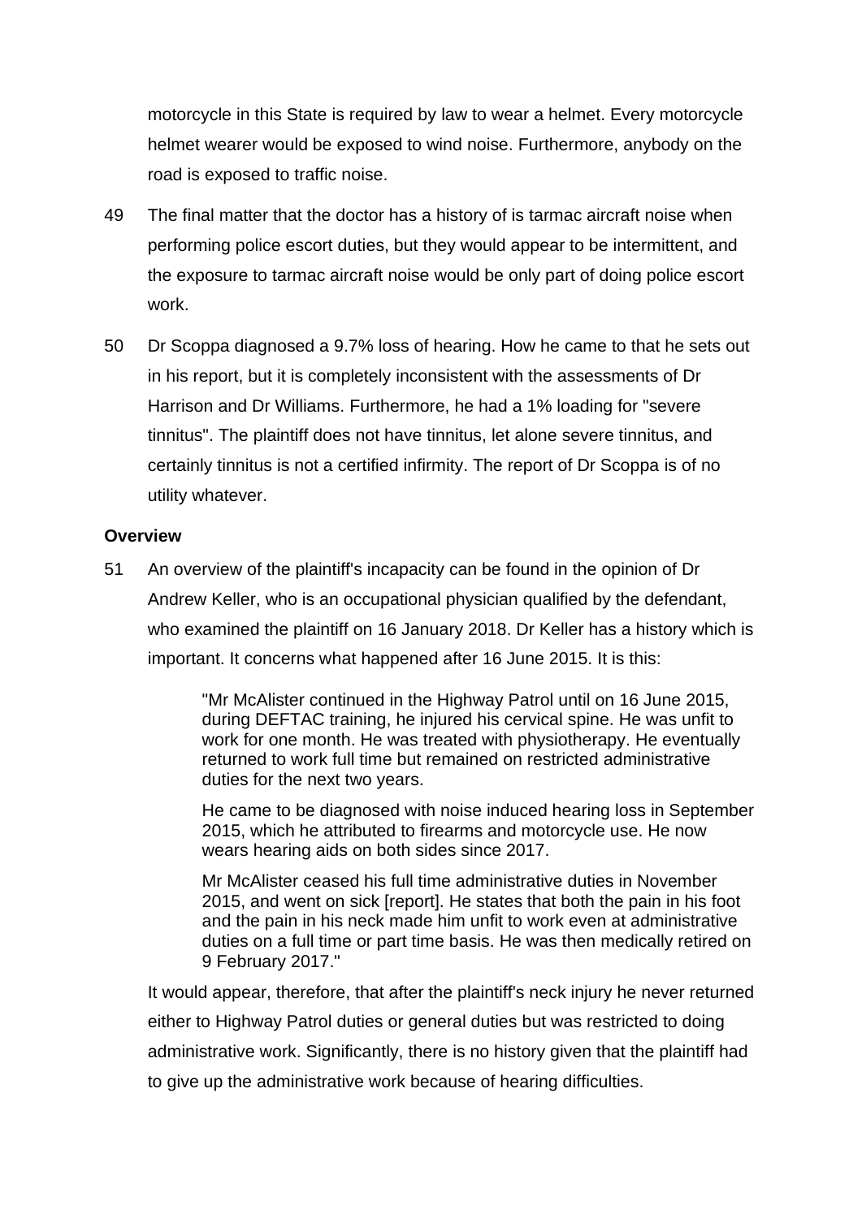motorcycle in this State is required by law to wear a helmet. Every motorcycle helmet wearer would be exposed to wind noise. Furthermore, anybody on the road is exposed to traffic noise.

49 The final matter that the doctor has a history of is tarmac aircraft noise when performing police escort duties, but they would appear to be intermittent, and the exposure to tarmac aircraft noise would be only part of doing police escort work.

50 Dr Scoppa diagnosed a 9.7% loss of hearing. How he came to that he sets out in his report, but it is completely inconsistent with the assessments of Dr Harrison and Dr Williams. Furthermore, he had a 1% loading for "severe tinnitus". The plaintiff does not have tinnitus, let alone severe tinnitus, and certainly tinnitus is not a certified infirmity. The report of Dr Scoppa is of no utility whatever.

**Overview**

51 An overview of the plaintiff's incapacity can be found in the opinion of Dr Andrew Keller, who is an occupational physician qualified by the defendant, who examined the plaintiff on 16 January 2018. Dr Keller has a history which is important. It concerns what happened after 16 June 2015. It is this:

> "Mr McAlister continued in the Highway Patrol until on 16 June 2015, during DEFTAC training, he injured his cervical spine. He was unfit to work for one month. He was treated with physiotherapy. He eventually returned to work full time but remained on restricted administrative duties for the next two years.
>
> He came to be diagnosed with noise induced hearing loss in September 2015, which he attributed to firearms and motorcycle use. He now wears hearing aids on both sides since 2017.
>
> Mr McAlister ceased his full time administrative duties in November 2015, and went on sick [report]. He states that both the pain in his foot and the pain in his neck made him unfit to work even at administrative duties on a full time or part time basis. He was then medically retired on 9 February 2017."

It would appear, therefore, that after the plaintiff's neck injury he never returned either to Highway Patrol duties or general duties but was restricted to doing administrative work. Significantly, there is no history given that the plaintiff had to give up the administrative work because of hearing difficulties.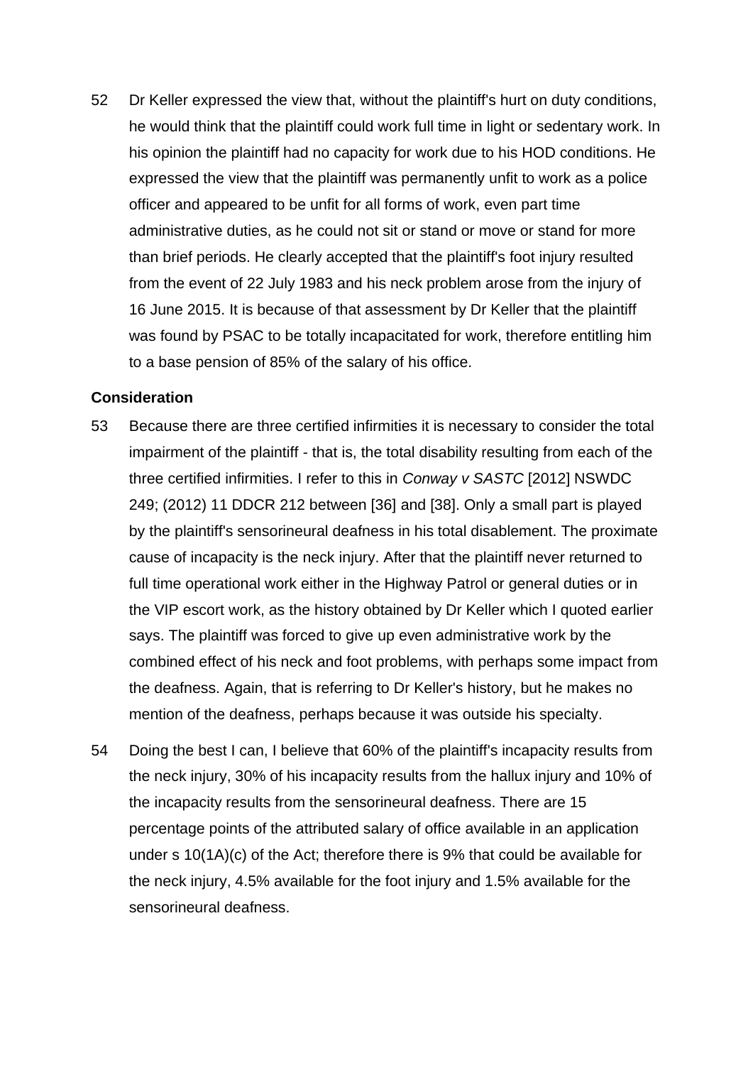52 Dr Keller expressed the view that, without the plaintiff's hurt on duty conditions, he would think that the plaintiff could work full time in light or sedentary work. In his opinion the plaintiff had no capacity for work due to his HOD conditions. He expressed the view that the plaintiff was permanently unfit to work as a police officer and appeared to be unfit for all forms of work, even part time administrative duties, as he could not sit or stand or move or stand for more than brief periods. He clearly accepted that the plaintiff's foot injury resulted from the event of 22 July 1983 and his neck problem arose from the injury of 16 June 2015. It is because of that assessment by Dr Keller that the plaintiff was found by PSAC to be totally incapacitated for work, therefore entitling him to a base pension of 85% of the salary of his office.

**Consideration**

53 Because there are three certified infirmities it is necessary to consider the total impairment of the plaintiff - that is, the total disability resulting from each of the three certified infirmities. I refer to this in *Conway v SASTC* [2012] NSWDC 249; (2012) 11 DDCR 212 between [36] and [38]. Only a small part is played by the plaintiff's sensorineural deafness in his total disablement. The proximate cause of incapacity is the neck injury. After that the plaintiff never returned to full time operational work either in the Highway Patrol or general duties or in the VIP escort work, as the history obtained by Dr Keller which I quoted earlier says. The plaintiff was forced to give up even administrative work by the combined effect of his neck and foot problems, with perhaps some impact from the deafness. Again, that is referring to Dr Keller's history, but he makes no mention of the deafness, perhaps because it was outside his specialty.

54 Doing the best I can, I believe that 60% of the plaintiff's incapacity results from the neck injury, 30% of his incapacity results from the hallux injury and 10% of the incapacity results from the sensorineural deafness. There are 15 percentage points of the attributed salary of office available in an application under s 10(1A)(c) of the Act; therefore there is 9% that could be available for the neck injury, 4.5% available for the foot injury and 1.5% available for the sensorineural deafness.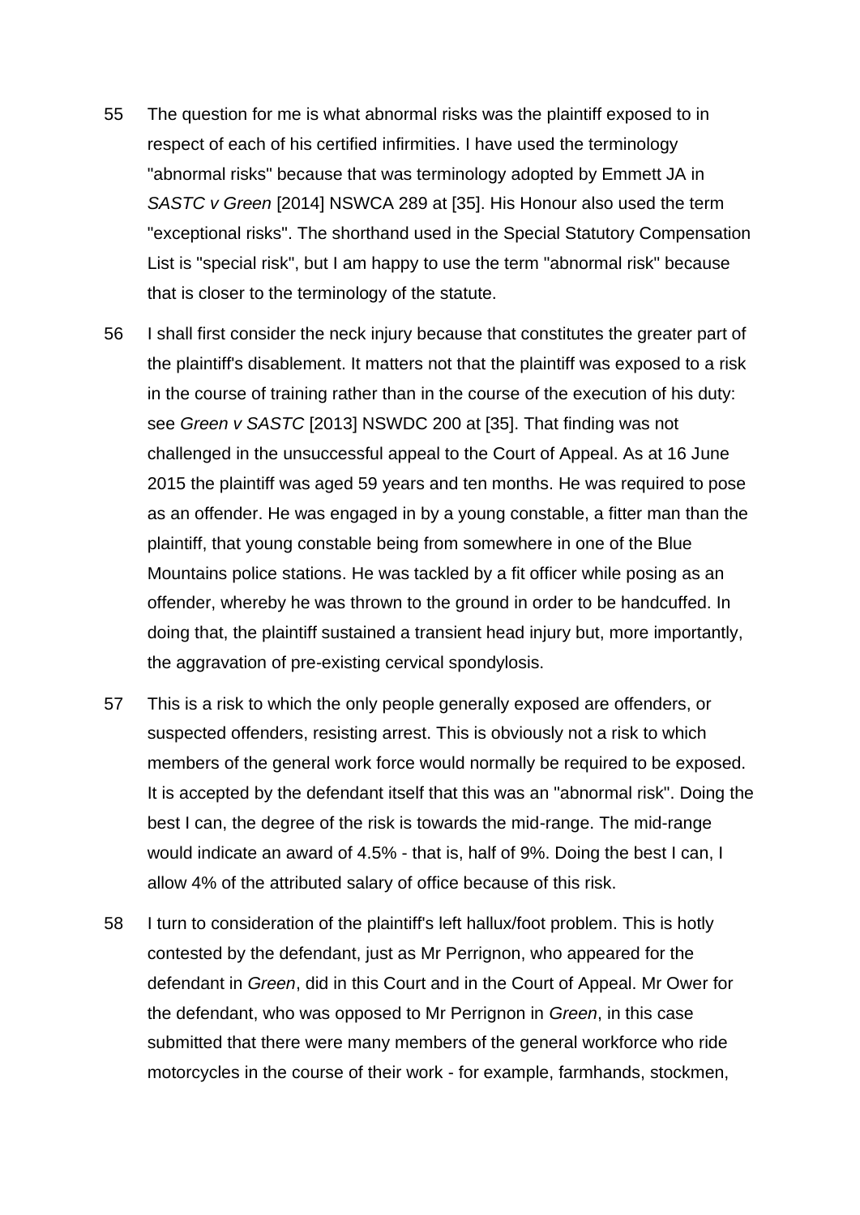55 The question for me is what abnormal risks was the plaintiff exposed to in respect of each of his certified infirmities. I have used the terminology "abnormal risks" because that was terminology adopted by Emmett JA in *SASTC v Green* [2014] NSWCA 289 at [35]. His Honour also used the term "exceptional risks". The shorthand used in the Special Statutory Compensation List is "special risk", but I am happy to use the term "abnormal risk" because that is closer to the terminology of the statute.

56 I shall first consider the neck injury because that constitutes the greater part of the plaintiff's disablement. It matters not that the plaintiff was exposed to a risk in the course of training rather than in the course of the execution of his duty: see *Green v SASTC* [2013] NSWDC 200 at [35]. That finding was not challenged in the unsuccessful appeal to the Court of Appeal. As at 16 June 2015 the plaintiff was aged 59 years and ten months. He was required to pose as an offender. He was engaged in by a young constable, a fitter man than the plaintiff, that young constable being from somewhere in one of the Blue Mountains police stations. He was tackled by a fit officer while posing as an offender, whereby he was thrown to the ground in order to be handcuffed. In doing that, the plaintiff sustained a transient head injury but, more importantly, the aggravation of pre-existing cervical spondylosis.

57 This is a risk to which the only people generally exposed are offenders, or suspected offenders, resisting arrest. This is obviously not a risk to which members of the general work force would normally be required to be exposed. It is accepted by the defendant itself that this was an "abnormal risk". Doing the best I can, the degree of the risk is towards the mid-range. The mid-range would indicate an award of 4.5% - that is, half of 9%. Doing the best I can, I allow 4% of the attributed salary of office because of this risk.

58 I turn to consideration of the plaintiff's left hallux/foot problem. This is hotly contested by the defendant, just as Mr Perrignon, who appeared for the defendant in *Green*, did in this Court and in the Court of Appeal. Mr Ower for the defendant, who was opposed to Mr Perrignon in *Green*, in this case submitted that there were many members of the general workforce who ride motorcycles in the course of their work - for example, farmhands, stockmen,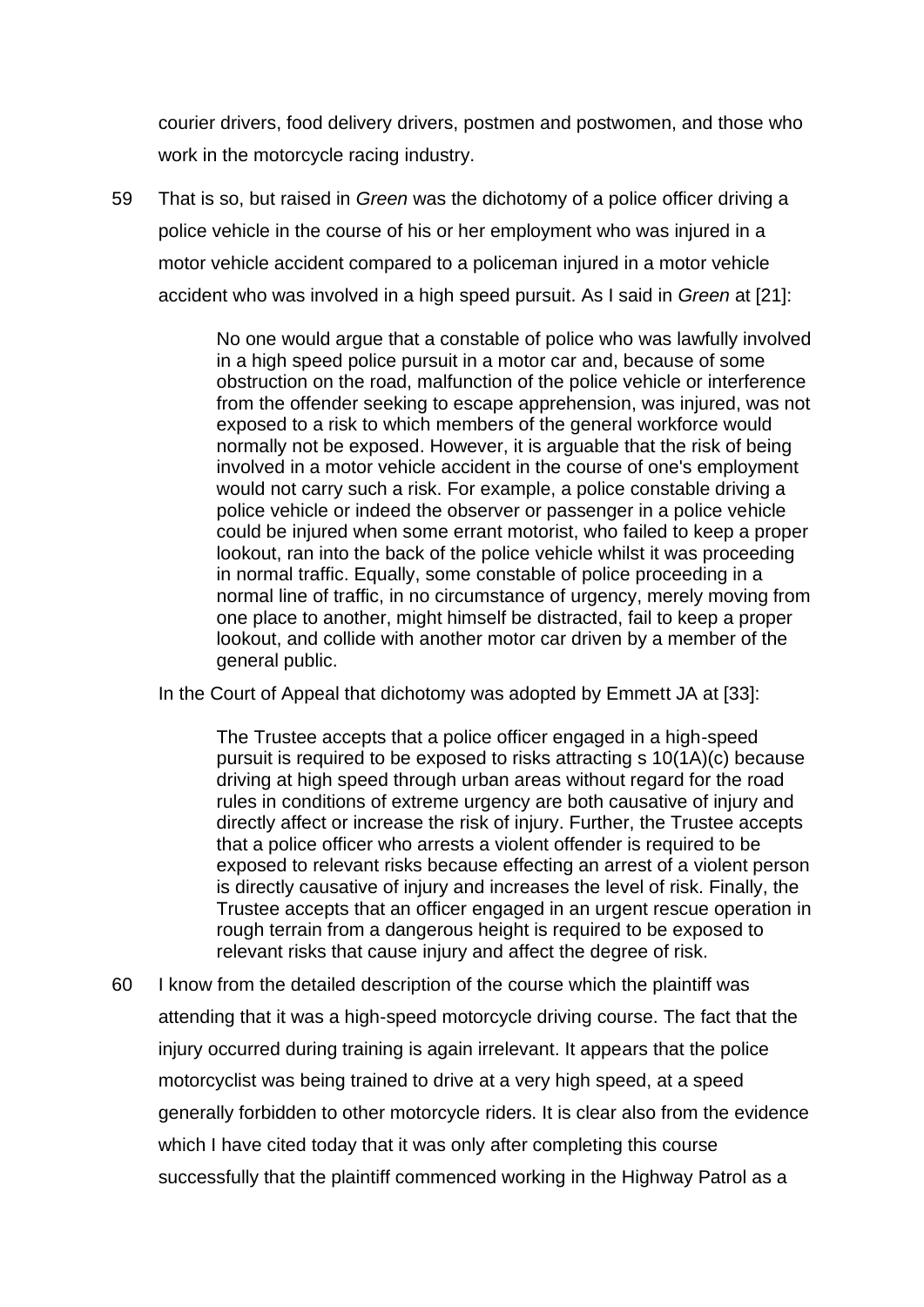courier drivers, food delivery drivers, postmen and postwomen, and those who work in the motorcycle racing industry.

59 That is so, but raised in *Green* was the dichotomy of a police officer driving a police vehicle in the course of his or her employment who was injured in a motor vehicle accident compared to a policeman injured in a motor vehicle accident who was involved in a high speed pursuit. As I said in *Green* at [21]:

> No one would argue that a constable of police who was lawfully involved in a high speed police pursuit in a motor car and, because of some obstruction on the road, malfunction of the police vehicle or interference from the offender seeking to escape apprehension, was injured, was not exposed to a risk to which members of the general workforce would normally not be exposed. However, it is arguable that the risk of being involved in a motor vehicle accident in the course of one's employment would not carry such a risk. For example, a police constable driving a police vehicle or indeed the observer or passenger in a police vehicle could be injured when some errant motorist, who failed to keep a proper lookout, ran into the back of the police vehicle whilst it was proceeding in normal traffic. Equally, some constable of police proceeding in a normal line of traffic, in no circumstance of urgency, merely moving from one place to another, might himself be distracted, fail to keep a proper lookout, and collide with another motor car driven by a member of the general public.

In the Court of Appeal that dichotomy was adopted by Emmett JA at [33]:

> The Trustee accepts that a police officer engaged in a high-speed pursuit is required to be exposed to risks attracting s 10(1A)(c) because driving at high speed through urban areas without regard for the road rules in conditions of extreme urgency are both causative of injury and directly affect or increase the risk of injury. Further, the Trustee accepts that a police officer who arrests a violent offender is required to be exposed to relevant risks because effecting an arrest of a violent person is directly causative of injury and increases the level of risk. Finally, the Trustee accepts that an officer engaged in an urgent rescue operation in rough terrain from a dangerous height is required to be exposed to relevant risks that cause injury and affect the degree of risk.

60 I know from the detailed description of the course which the plaintiff was attending that it was a high-speed motorcycle driving course. The fact that the injury occurred during training is again irrelevant. It appears that the police motorcyclist was being trained to drive at a very high speed, at a speed generally forbidden to other motorcycle riders. It is clear also from the evidence which I have cited today that it was only after completing this course successfully that the plaintiff commenced working in the Highway Patrol as a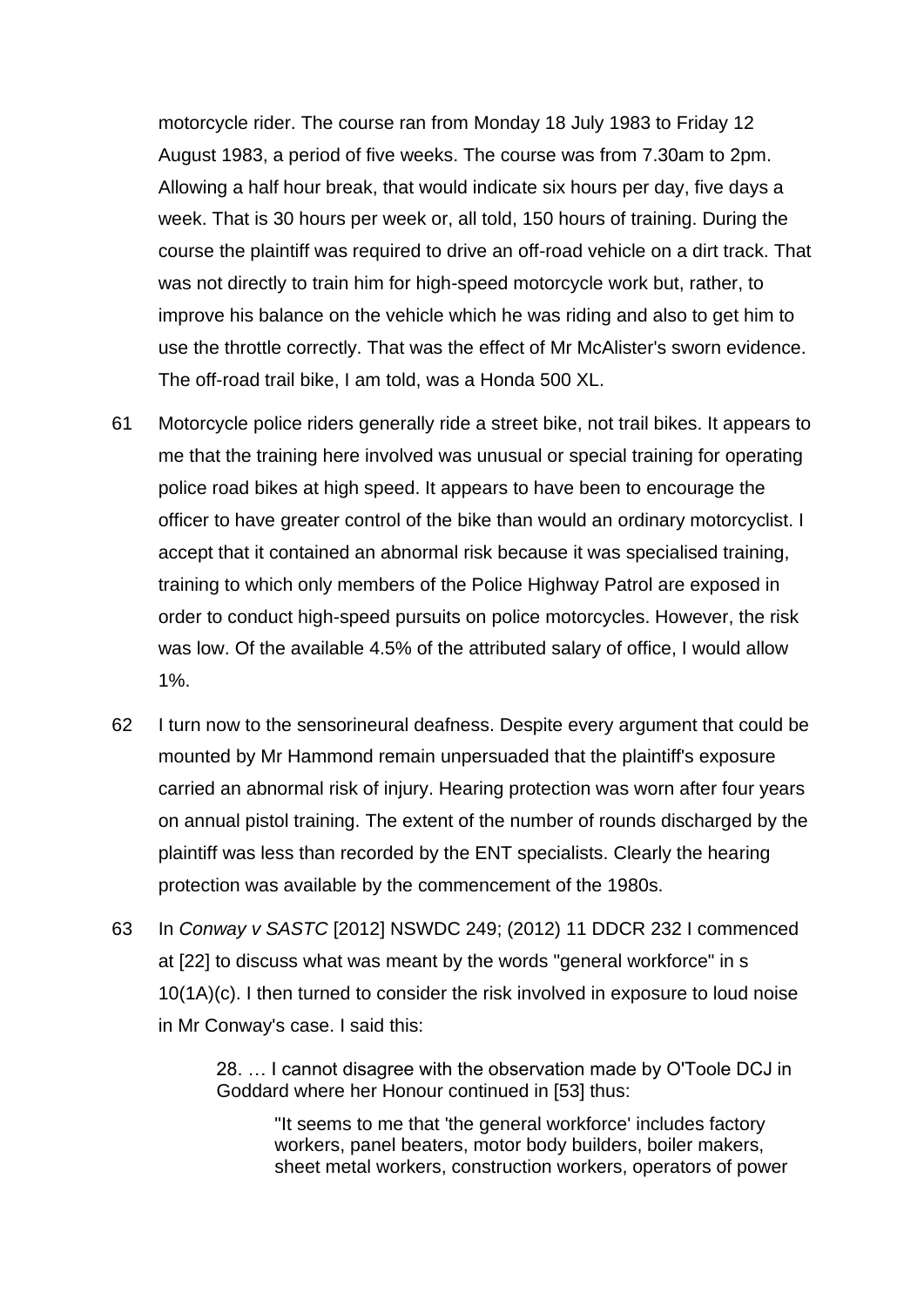motorcycle rider. The course ran from Monday 18 July 1983 to Friday 12 August 1983, a period of five weeks. The course was from 7.30am to 2pm. Allowing a half hour break, that would indicate six hours per day, five days a week. That is 30 hours per week or, all told, 150 hours of training. During the course the plaintiff was required to drive an off-road vehicle on a dirt track. That was not directly to train him for high-speed motorcycle work but, rather, to improve his balance on the vehicle which he was riding and also to get him to use the throttle correctly. That was the effect of Mr McAlister's sworn evidence. The off-road trail bike, I am told, was a Honda 500 XL.

61 Motorcycle police riders generally ride a street bike, not trail bikes. It appears to me that the training here involved was unusual or special training for operating police road bikes at high speed. It appears to have been to encourage the officer to have greater control of the bike than would an ordinary motorcyclist. I accept that it contained an abnormal risk because it was specialised training, training to which only members of the Police Highway Patrol are exposed in order to conduct high-speed pursuits on police motorcycles. However, the risk was low. Of the available 4.5% of the attributed salary of office, I would allow 1%.

62 I turn now to the sensorineural deafness. Despite every argument that could be mounted by Mr Hammond remain unpersuaded that the plaintiff's exposure carried an abnormal risk of injury. Hearing protection was worn after four years on annual pistol training. The extent of the number of rounds discharged by the plaintiff was less than recorded by the ENT specialists. Clearly the hearing protection was available by the commencement of the 1980s.

63 In *Conway v SASTC* [2012] NSWDC 249; (2012) 11 DDCR 232 I commenced at [22] to discuss what was meant by the words "general workforce" in s 10(1A)(c). I then turned to consider the risk involved in exposure to loud noise in Mr Conway's case. I said this:

> 28. … I cannot disagree with the observation made by O'Toole DCJ in Goddard where her Honour continued in [53] thus:
>
> > "It seems to me that 'the general workforce' includes factory workers, panel beaters, motor body builders, boiler makers, sheet metal workers, construction workers, operators of power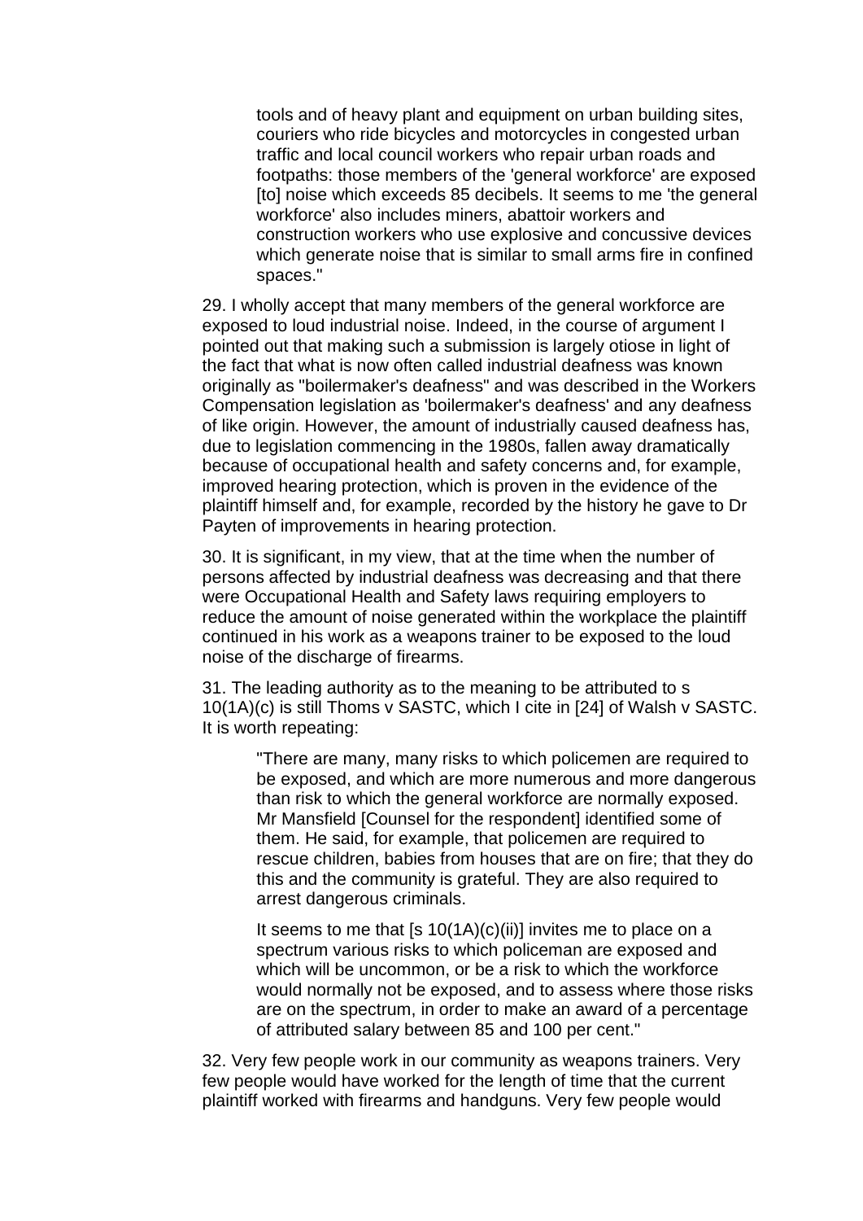> tools and of heavy plant and equipment on urban building sites, couriers who ride bicycles and motorcycles in congested urban traffic and local council workers who repair urban roads and footpaths: those members of the 'general workforce' are exposed [to] noise which exceeds 85 decibels. It seems to me 'the general workforce' also includes miners, abattoir workers and construction workers who use explosive and concussive devices which generate noise that is similar to small arms fire in confined spaces."

29. I wholly accept that many members of the general workforce are exposed to loud industrial noise. Indeed, in the course of argument I pointed out that making such a submission is largely otiose in light of the fact that what is now often called industrial deafness was known originally as "boilermaker's deafness" and was described in the Workers Compensation legislation as 'boilermaker's deafness' and any deafness of like origin. However, the amount of industrially caused deafness has, due to legislation commencing in the 1980s, fallen away dramatically because of occupational health and safety concerns and, for example, improved hearing protection, which is proven in the evidence of the plaintiff himself and, for example, recorded by the history he gave to Dr Payten of improvements in hearing protection.

30. It is significant, in my view, that at the time when the number of persons affected by industrial deafness was decreasing and that there were Occupational Health and Safety laws requiring employers to reduce the amount of noise generated within the workplace the plaintiff continued in his work as a weapons trainer to be exposed to the loud noise of the discharge of firearms.

31. The leading authority as to the meaning to be attributed to s 10(1A)(c) is still Thoms v SASTC, which I cite in [24] of Walsh v SASTC. It is worth repeating:

> "There are many, many risks to which policemen are required to be exposed, and which are more numerous and more dangerous than risk to which the general workforce are normally exposed. Mr Mansfield [Counsel for the respondent] identified some of them. He said, for example, that policemen are required to rescue children, babies from houses that are on fire; that they do this and the community is grateful. They are also required to arrest dangerous criminals.
>
> It seems to me that [s 10(1A)(c)(ii)] invites me to place on a spectrum various risks to which policeman are exposed and which will be uncommon, or be a risk to which the workforce would normally not be exposed, and to assess where those risks are on the spectrum, in order to make an award of a percentage of attributed salary between 85 and 100 per cent."

32. Very few people work in our community as weapons trainers. Very few people would have worked for the length of time that the current plaintiff worked with firearms and handguns. Very few people would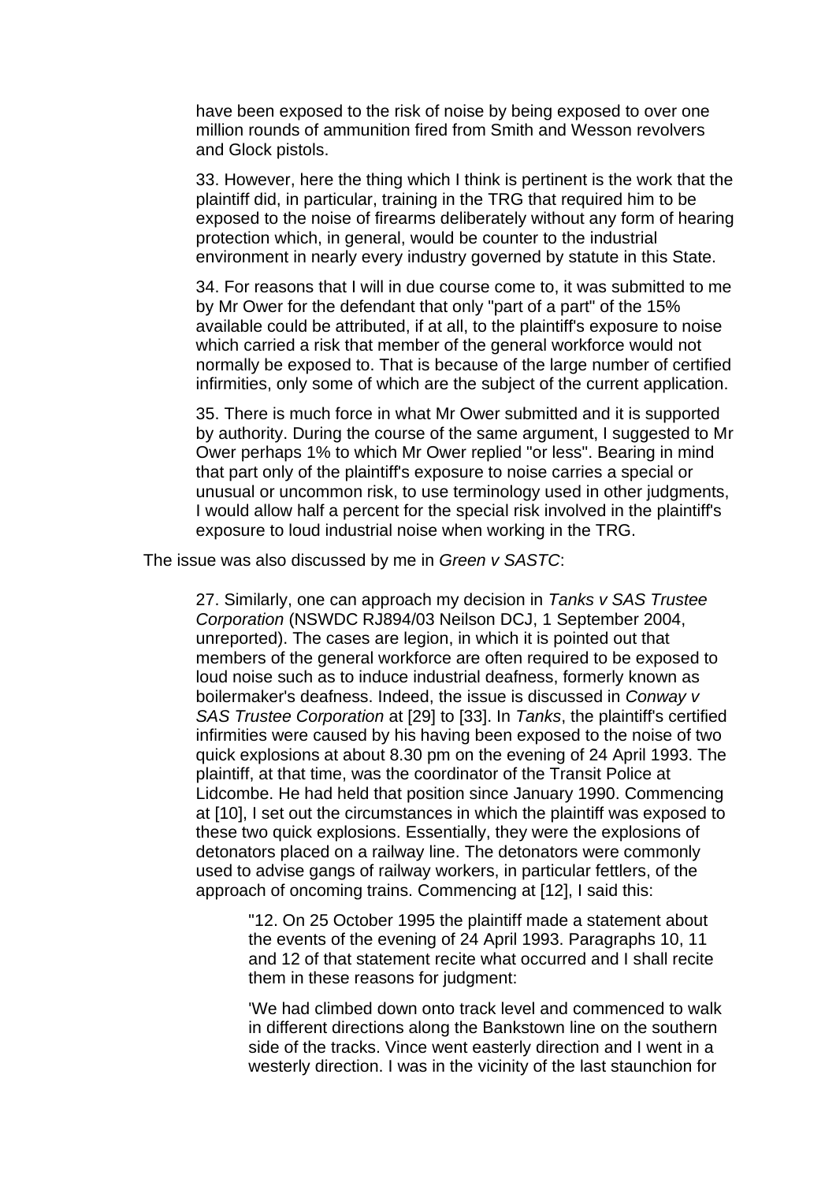> have been exposed to the risk of noise by being exposed to over one million rounds of ammunition fired from Smith and Wesson revolvers and Glock pistols.
>
> 33. However, here the thing which I think is pertinent is the work that the plaintiff did, in particular, training in the TRG that required him to be exposed to the noise of firearms deliberately without any form of hearing protection which, in general, would be counter to the industrial environment in nearly every industry governed by statute in this State.
>
> 34. For reasons that I will in due course come to, it was submitted to me by Mr Ower for the defendant that only "part of a part" of the 15% available could be attributed, if at all, to the plaintiff's exposure to noise which carried a risk that member of the general workforce would not normally be exposed to. That is because of the large number of certified infirmities, only some of which are the subject of the current application.
>
> 35. There is much force in what Mr Ower submitted and it is supported by authority. During the course of the same argument, I suggested to Mr Ower perhaps 1% to which Mr Ower replied "or less". Bearing in mind that part only of the plaintiff's exposure to noise carries a special or unusual or uncommon risk, to use terminology used in other judgments, I would allow half a percent for the special risk involved in the plaintiff's exposure to loud industrial noise when working in the TRG.

The issue was also discussed by me in *Green v SASTC*:

> 27. Similarly, one can approach my decision in *Tanks v SAS Trustee Corporation* (NSWDC RJ894/03 Neilson DCJ, 1 September 2004, unreported). The cases are legion, in which it is pointed out that members of the general workforce are often required to be exposed to loud noise such as to induce industrial deafness, formerly known as boilermaker's deafness. Indeed, the issue is discussed in *Conway v SAS Trustee Corporation* at [29] to [33]. In *Tanks*, the plaintiff's certified infirmities were caused by his having been exposed to the noise of two quick explosions at about 8.30 pm on the evening of 24 April 1993. The plaintiff, at that time, was the coordinator of the Transit Police at Lidcombe. He had held that position since January 1990. Commencing at [10], I set out the circumstances in which the plaintiff was exposed to these two quick explosions. Essentially, they were the explosions of detonators placed on a railway line. The detonators were commonly used to advise gangs of railway workers, in particular fettlers, of the approach of oncoming trains. Commencing at [12], I said this:
>
> > "12. On 25 October 1995 the plaintiff made a statement about the events of the evening of 24 April 1993. Paragraphs 10, 11 and 12 of that statement recite what occurred and I shall recite them in these reasons for judgment:
> >
> > 'We had climbed down onto track level and commenced to walk in different directions along the Bankstown line on the southern side of the tracks. Vince went easterly direction and I went in a westerly direction. I was in the vicinity of the last staunchion for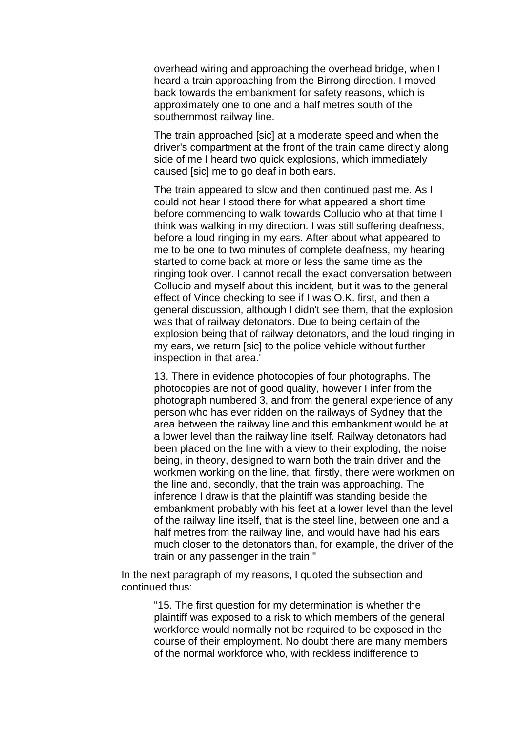> overhead wiring and approaching the overhead bridge, when I heard a train approaching from the Birrong direction. I moved back towards the embankment for safety reasons, which is approximately one to one and a half metres south of the southernmost railway line.
>
> The train approached [sic] at a moderate speed and when the driver's compartment at the front of the train came directly along side of me I heard two quick explosions, which immediately caused [sic] me to go deaf in both ears.
>
> The train appeared to slow and then continued past me. As I could not hear I stood there for what appeared a short time before commencing to walk towards Collucio who at that time I think was walking in my direction. I was still suffering deafness, before a loud ringing in my ears. After about what appeared to me to be one to two minutes of complete deafness, my hearing started to come back at more or less the same time as the ringing took over. I cannot recall the exact conversation between Collucio and myself about this incident, but it was to the general effect of Vince checking to see if I was O.K. first, and then a general discussion, although I didn't see them, that the explosion was that of railway detonators. Due to being certain of the explosion being that of railway detonators, and the loud ringing in my ears, we return [sic] to the police vehicle without further inspection in that area.'
>
> 13. There in evidence photocopies of four photographs. The photocopies are not of good quality, however I infer from the photograph numbered 3, and from the general experience of any person who has ever ridden on the railways of Sydney that the area between the railway line and this embankment would be at a lower level than the railway line itself. Railway detonators had been placed on the line with a view to their exploding, the noise being, in theory, designed to warn both the train driver and the workmen working on the line, that, firstly, there were workmen on the line and, secondly, that the train was approaching. The inference I draw is that the plaintiff was standing beside the embankment probably with his feet at a lower level than the level of the railway line itself, that is the steel line, between one and a half metres from the railway line, and would have had his ears much closer to the detonators than, for example, the driver of the train or any passenger in the train."

In the next paragraph of my reasons, I quoted the subsection and continued thus:

> "15. The first question for my determination is whether the plaintiff was exposed to a risk to which members of the general workforce would normally not be required to be exposed in the course of their employment. No doubt there are many members of the normal workforce who, with reckless indifference to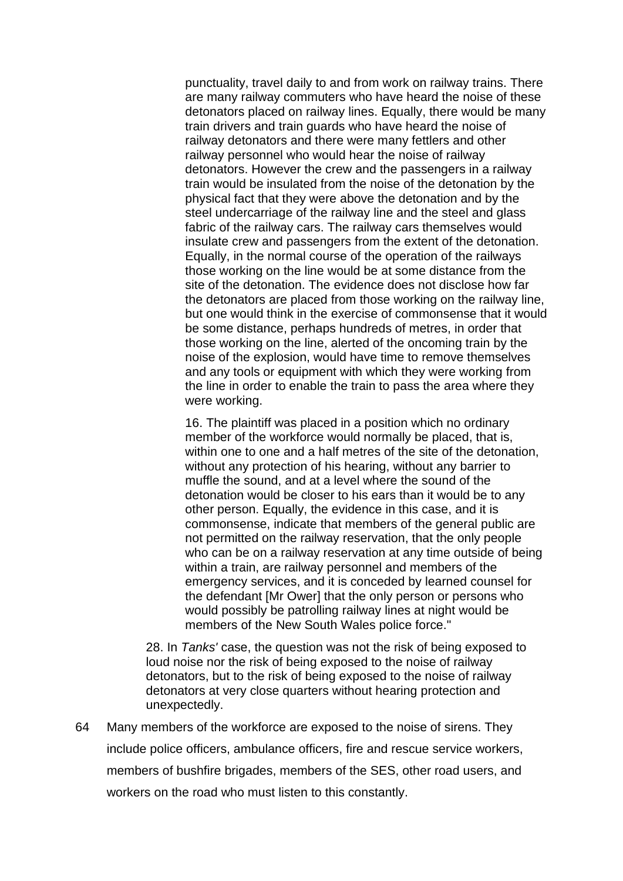> punctuality, travel daily to and from work on railway trains. There are many railway commuters who have heard the noise of these detonators placed on railway lines. Equally, there would be many train drivers and train guards who have heard the noise of railway detonators and there were many fettlers and other railway personnel who would hear the noise of railway detonators. However the crew and the passengers in a railway train would be insulated from the noise of the detonation by the physical fact that they were above the detonation and by the steel undercarriage of the railway line and the steel and glass fabric of the railway cars. The railway cars themselves would insulate crew and passengers from the extent of the detonation. Equally, in the normal course of the operation of the railways those working on the line would be at some distance from the site of the detonation. The evidence does not disclose how far the detonators are placed from those working on the railway line, but one would think in the exercise of commonsense that it would be some distance, perhaps hundreds of metres, in order that those working on the line, alerted of the oncoming train by the noise of the explosion, would have time to remove themselves and any tools or equipment with which they were working from the line in order to enable the train to pass the area where they were working.
>
> 16. The plaintiff was placed in a position which no ordinary member of the workforce would normally be placed, that is, within one to one and a half metres of the site of the detonation, without any protection of his hearing, without any barrier to muffle the sound, and at a level where the sound of the detonation would be closer to his ears than it would be to any other person. Equally, the evidence in this case, and it is commonsense, indicate that members of the general public are not permitted on the railway reservation, that the only people who can be on a railway reservation at any time outside of being within a train, are railway personnel and members of the emergency services, and it is conceded by learned counsel for the defendant [Mr Ower] that the only person or persons who would possibly be patrolling railway lines at night would be members of the New South Wales police force."
>
> 28. In *Tanks'* case, the question was not the risk of being exposed to loud noise nor the risk of being exposed to the noise of railway detonators, but to the risk of being exposed to the noise of railway detonators at very close quarters without hearing protection and unexpectedly.

64 Many members of the workforce are exposed to the noise of sirens. They include police officers, ambulance officers, fire and rescue service workers, members of bushfire brigades, members of the SES, other road users, and workers on the road who must listen to this constantly.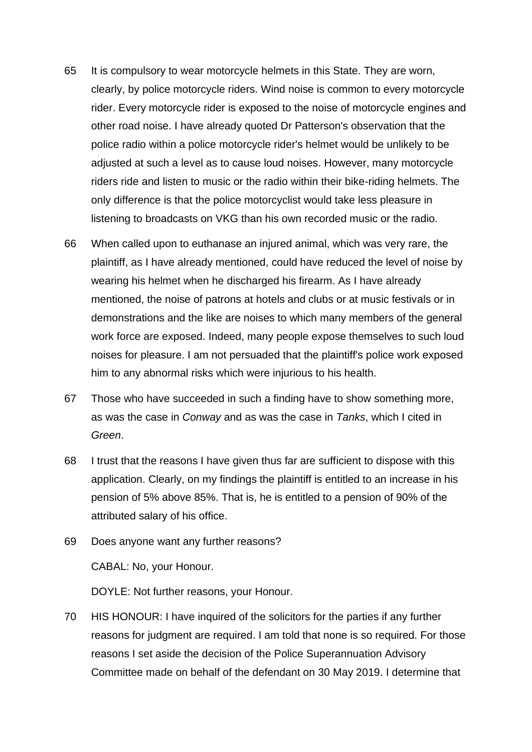65 It is compulsory to wear motorcycle helmets in this State. They are worn, clearly, by police motorcycle riders. Wind noise is common to every motorcycle rider. Every motorcycle rider is exposed to the noise of motorcycle engines and other road noise. I have already quoted Dr Patterson's observation that the police radio within a police motorcycle rider's helmet would be unlikely to be adjusted at such a level as to cause loud noises. However, many motorcycle riders ride and listen to music or the radio within their bike-riding helmets. The only difference is that the police motorcyclist would take less pleasure in listening to broadcasts on VKG than his own recorded music or the radio.

66 When called upon to euthanase an injured animal, which was very rare, the plaintiff, as I have already mentioned, could have reduced the level of noise by wearing his helmet when he discharged his firearm. As I have already mentioned, the noise of patrons at hotels and clubs or at music festivals or in demonstrations and the like are noises to which many members of the general work force are exposed. Indeed, many people expose themselves to such loud noises for pleasure. I am not persuaded that the plaintiff's police work exposed him to any abnormal risks which were injurious to his health.

67 Those who have succeeded in such a finding have to show something more, as was the case in *Conway* and as was the case in *Tanks*, which I cited in *Green*.

68 I trust that the reasons I have given thus far are sufficient to dispose with this application. Clearly, on my findings the plaintiff is entitled to an increase in his pension of 5% above 85%. That is, he is entitled to a pension of 90% of the attributed salary of his office.

69 Does anyone want any further reasons?

CABAL: No, your Honour.

DOYLE: Not further reasons, your Honour.

70 HIS HONOUR: I have inquired of the solicitors for the parties if any further reasons for judgment are required. I am told that none is so required. For those reasons I set aside the decision of the Police Superannuation Advisory Committee made on behalf of the defendant on 30 May 2019. I determine that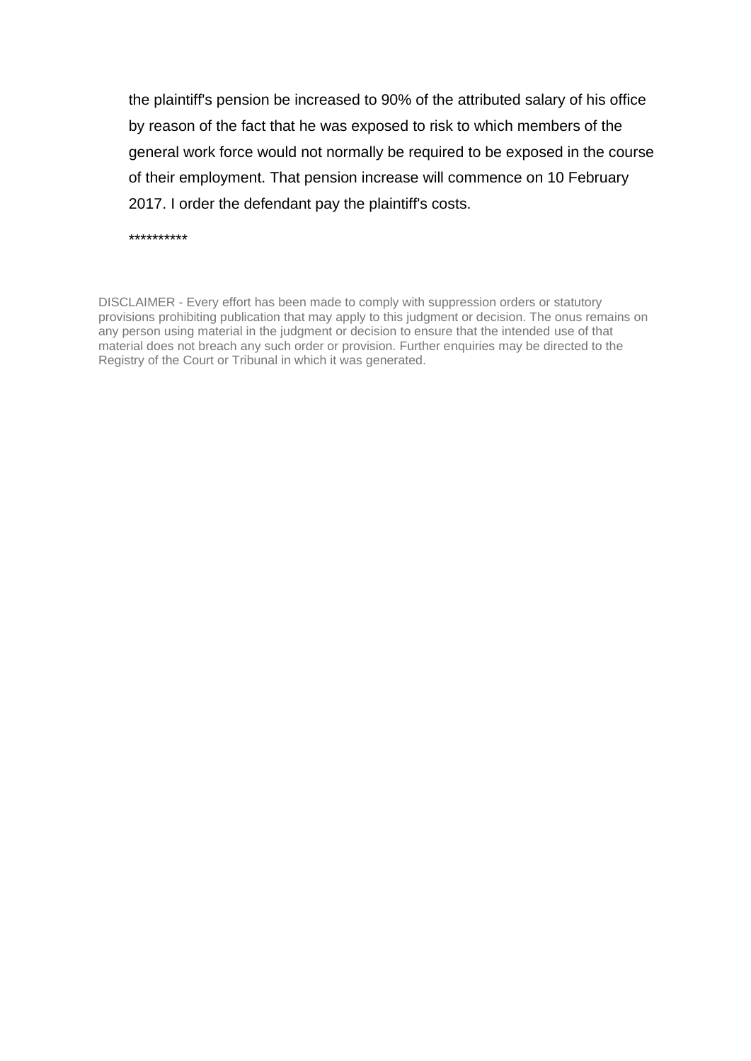the plaintiff's pension be increased to 90% of the attributed salary of his office by reason of the fact that he was exposed to risk to which members of the general work force would not normally be required to be exposed in the course of their employment. That pension increase will commence on 10 February 2017. I order the defendant pay the plaintiff's costs.

**********

DISCLAIMER - Every effort has been made to comply with suppression orders or statutory provisions prohibiting publication that may apply to this judgment or decision. The onus remains on any person using material in the judgment or decision to ensure that the intended use of that material does not breach any such order or provision. Further enquiries may be directed to the Registry of the Court or Tribunal in which it was generated.